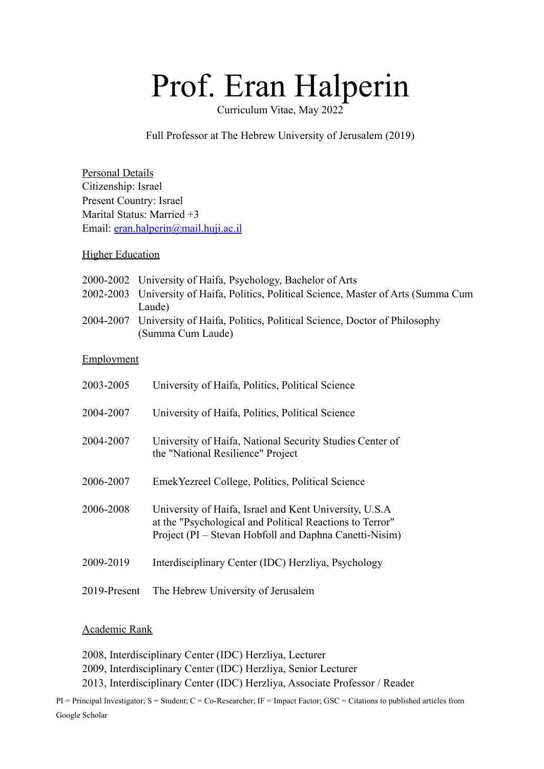# Prof. Eran Halperin

Curriculum Vitae, May 2022

Full Professor at The Hebrew University of Jerusalem (2019)

## Personal Details

Citizenship: Israel
Present Country: Israel
Marital Status: Married +3
Email: [eran.halperin@mail.huji.ac.il](mailto:eran.halperin@mail.huji.ac.il)

## Higher Education

| | |
|---|---|
| 2000-2002 | University of Haifa, Psychology, Bachelor of Arts |
| 2002-2003 | University of Haifa, Politics, Political Science, Master of Arts (Summa Cum Laude) |
| 2004-2007 | University of Haifa, Politics, Political Science, Doctor of Philosophy (Summa Cum Laude) |

## Employment

| | |
|---|---|
| 2003-2005 | University of Haifa, Politics, Political Science |
| 2004-2007 | University of Haifa, Politics, Political Science |
| 2004-2007 | University of Haifa, National Security Studies Center of the "National Resilience" Project |
| 2006-2007 | EmekYezreel College, Politics, Political Science |
| 2006-2008 | University of Haifa, Israel and Kent University, U.S.A at the "Psychological and Political Reactions to Terror" Project (PI – Stevan Hobfoll and Daphna Canetti-Nisim) |
| 2009-2019 | Interdisciplinary Center (IDC) Herzliya, Psychology |
| 2019-Present | The Hebrew University of Jerusalem |

## Academic Rank

2008, Interdisciplinary Center (IDC) Herzliya, Lecturer
2009, Interdisciplinary Center (IDC) Herzliya, Senior Lecturer
2013, Interdisciplinary Center (IDC) Herzliya, Associate Professor / Reader

PI = Principal Investigator; S = Student; C = Co-Researcher; IF = Impact Factor; GSC = Citations to published articles from Google Scholar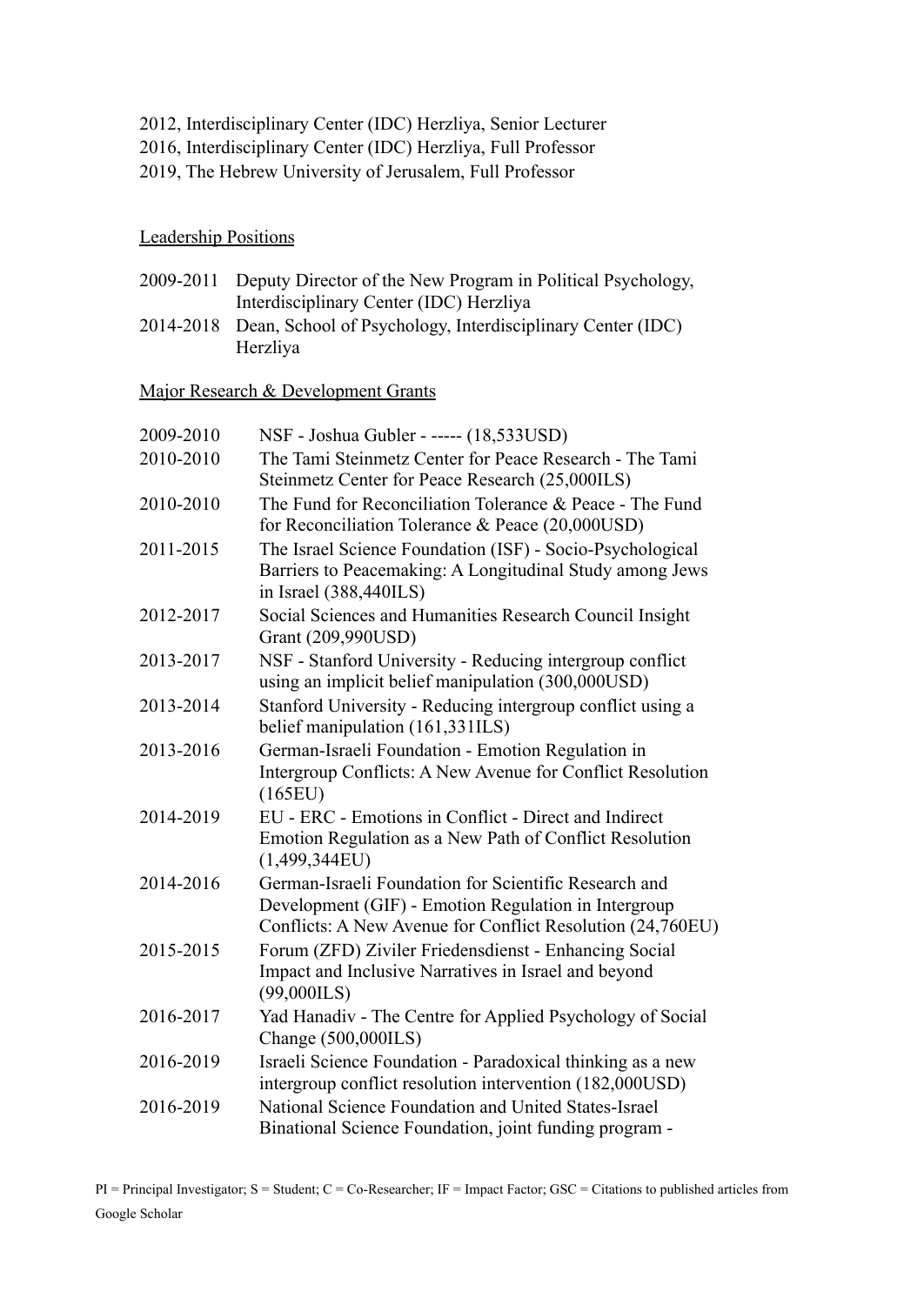2012, Interdisciplinary Center (IDC) Herzliya, Senior Lecturer
2016, Interdisciplinary Center (IDC) Herzliya, Full Professor
2019, The Hebrew University of Jerusalem, Full Professor

## Leadership Positions

| | |
|---|---|
| 2009-2011 | Deputy Director of the New Program in Political Psychology, Interdisciplinary Center (IDC) Herzliya |
| 2014-2018 | Dean, School of Psychology, Interdisciplinary Center (IDC) Herzliya |

## Major Research & Development Grants

| | |
|---|---|
| 2009-2010 | NSF - Joshua Gubler - ----- (18,533USD) |
| 2010-2010 | The Tami Steinmetz Center for Peace Research - The Tami Steinmetz Center for Peace Research (25,000ILS) |
| 2010-2010 | The Fund for Reconciliation Tolerance & Peace - The Fund for Reconciliation Tolerance & Peace (20,000USD) |
| 2011-2015 | The Israel Science Foundation (ISF) - Socio-Psychological Barriers to Peacemaking: A Longitudinal Study among Jews in Israel (388,440ILS) |
| 2012-2017 | Social Sciences and Humanities Research Council Insight Grant (209,990USD) |
| 2013-2017 | NSF - Stanford University - Reducing intergroup conflict using an implicit belief manipulation (300,000USD) |
| 2013-2014 | Stanford University - Reducing intergroup conflict using a belief manipulation (161,331ILS) |
| 2013-2016 | German-Israeli Foundation - Emotion Regulation in Intergroup Conflicts: A New Avenue for Conflict Resolution (165EU) |
| 2014-2019 | EU - ERC - Emotions in Conflict - Direct and Indirect Emotion Regulation as a New Path of Conflict Resolution (1,499,344EU) |
| 2014-2016 | German-Israeli Foundation for Scientific Research and Development (GIF) - Emotion Regulation in Intergroup Conflicts: A New Avenue for Conflict Resolution (24,760EU) |
| 2015-2015 | Forum (ZFD) Ziviler Friedensdienst - Enhancing Social Impact and Inclusive Narratives in Israel and beyond (99,000ILS) |
| 2016-2017 | Yad Hanadiv - The Centre for Applied Psychology of Social Change (500,000ILS) |
| 2016-2019 | Israeli Science Foundation - Paradoxical thinking as a new intergroup conflict resolution intervention (182,000USD) |
| 2016-2019 | National Science Foundation and United States-Israel Binational Science Foundation, joint funding program - |

PI = Principal Investigator; S = Student; C = Co-Researcher; IF = Impact Factor; GSC = Citations to published articles from Google Scholar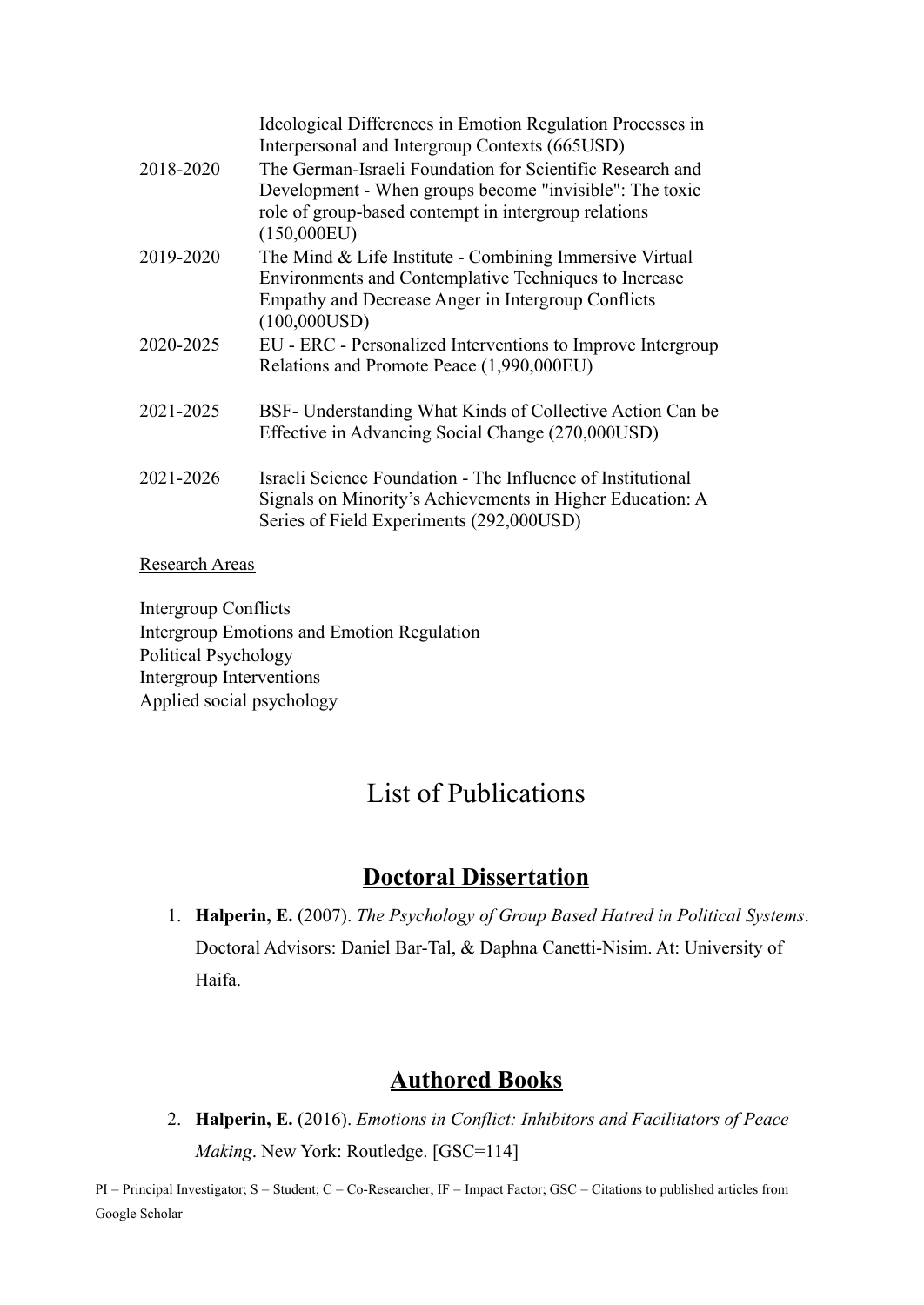| | |
|---|---|
| | Ideological Differences in Emotion Regulation Processes in Interpersonal and Intergroup Contexts (665USD) |
| 2018-2020 | The German-Israeli Foundation for Scientific Research and Development - When groups become "invisible": The toxic role of group-based contempt in intergroup relations (150,000EU) |
| 2019-2020 | The Mind & Life Institute - Combining Immersive Virtual Environments and Contemplative Techniques to Increase Empathy and Decrease Anger in Intergroup Conflicts (100,000USD) |
| 2020-2025 | EU - ERC - Personalized Interventions to Improve Intergroup Relations and Promote Peace (1,990,000EU) |
| 2021-2025 | BSF- Understanding What Kinds of Collective Action Can be Effective in Advancing Social Change (270,000USD) |
| 2021-2026 | Israeli Science Foundation - The Influence of Institutional Signals on Minority's Achievements in Higher Education: A Series of Field Experiments (292,000USD) |

Research Areas

Intergroup Conflicts
Intergroup Emotions and Emotion Regulation
Political Psychology
Intergroup Interventions
Applied social psychology

# List of Publications

## Doctoral Dissertation

1. **Halperin, E.** (2007). *The Psychology of Group Based Hatred in Political Systems*. Doctoral Advisors: Daniel Bar-Tal, & Daphna Canetti-Nisim. At: University of Haifa.

## Authored Books

2. **Halperin, E.** (2016). *Emotions in Conflict: Inhibitors and Facilitators of Peace Making*. New York: Routledge. [GSC=114]

PI = Principal Investigator; S = Student; C = Co-Researcher; IF = Impact Factor; GSC = Citations to published articles from Google Scholar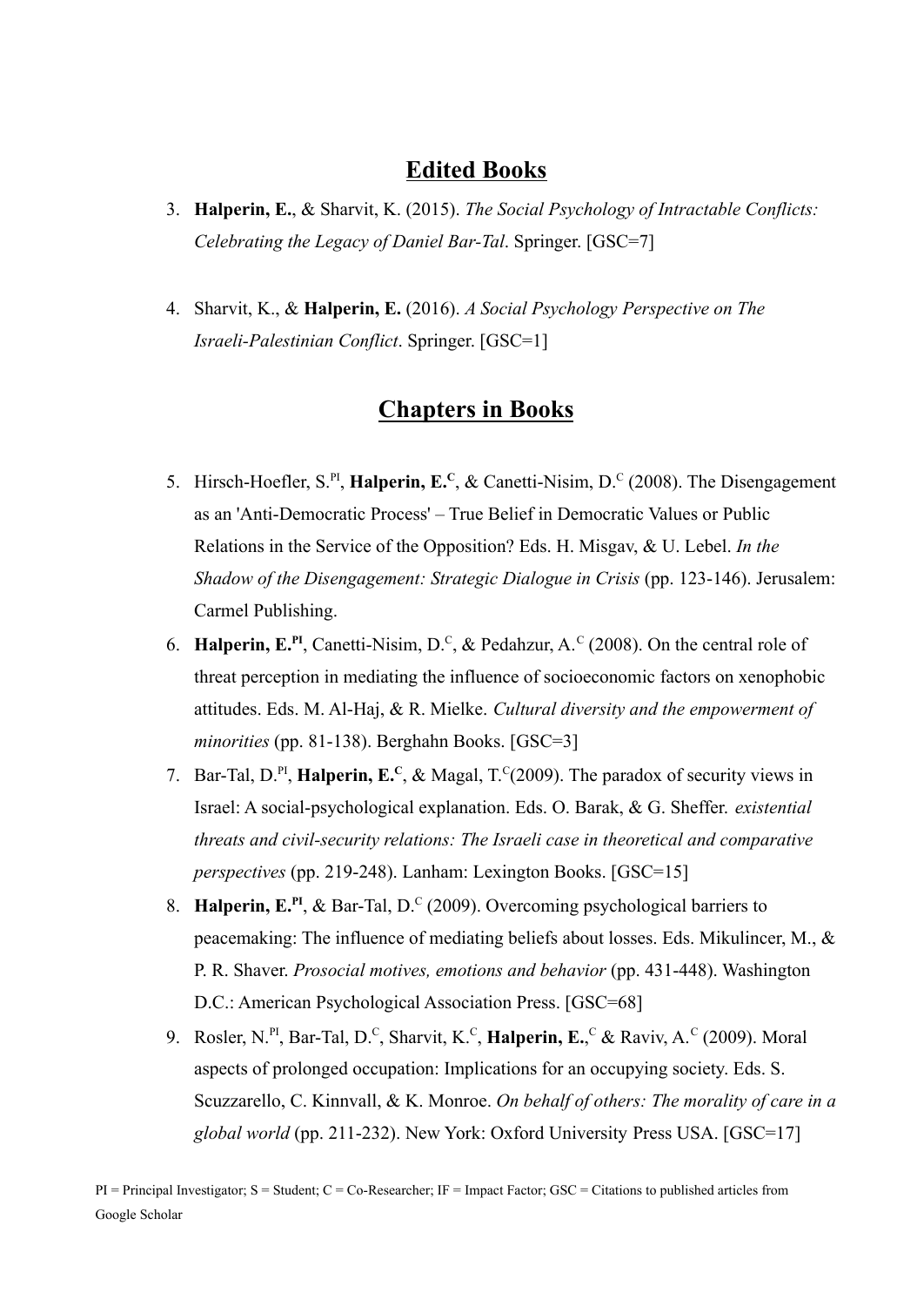## Edited Books

3. **Halperin, E.**, & Sharvit, K. (2015). *The Social Psychology of Intractable Conflicts: Celebrating the Legacy of Daniel Bar-Tal*. Springer. [GSC=7]

4. Sharvit, K., & **Halperin, E.** (2016). *A Social Psychology Perspective on The Israeli-Palestinian Conflict*. Springer. [GSC=1]

## Chapters in Books

5. Hirsch-Hoefler, S.[PI], **Halperin, E.[C]**, & Canetti-Nisim, D.[C] (2008). The Disengagement as an 'Anti-Democratic Process' – True Belief in Democratic Values or Public Relations in the Service of the Opposition? Eds. H. Misgav, & U. Lebel. *In the Shadow of the Disengagement: Strategic Dialogue in Crisis* (pp. 123-146). Jerusalem: Carmel Publishing.
6. **Halperin, E.[PI]**, Canetti-Nisim, D.[C], & Pedahzur, A.[C] (2008). On the central role of threat perception in mediating the influence of socioeconomic factors on xenophobic attitudes. Eds. M. Al-Haj, & R. Mielke. *Cultural diversity and the empowerment of minorities* (pp. 81-138). Berghahn Books. [GSC=3]
7. Bar-Tal, D.[PI], **Halperin, E.[C]**, & Magal, T.[C](2009). The paradox of security views in Israel: A social-psychological explanation. Eds. O. Barak, & G. Sheffer. *existential threats and civil-security relations: The Israeli case in theoretical and comparative perspectives* (pp. 219-248). Lanham: Lexington Books. [GSC=15]
8. **Halperin, E.[PI]**, & Bar-Tal, D.[C] (2009). Overcoming psychological barriers to peacemaking: The influence of mediating beliefs about losses. Eds. Mikulincer, M., & P. R. Shaver. *Prosocial motives, emotions and behavior* (pp. 431-448). Washington D.C.: American Psychological Association Press. [GSC=68]
9. Rosler, N.[PI], Bar-Tal, D.[C], Sharvit, K.[C], **Halperin, E.**,[C] & Raviv, A.[C] (2009). Moral aspects of prolonged occupation: Implications for an occupying society. Eds. S. Scuzzarello, C. Kinnvall, & K. Monroe. *On behalf of others: The morality of care in a global world* (pp. 211-232). New York: Oxford University Press USA. [GSC=17]

PI = Principal Investigator; S = Student; C = Co-Researcher; IF = Impact Factor; GSC = Citations to published articles from Google Scholar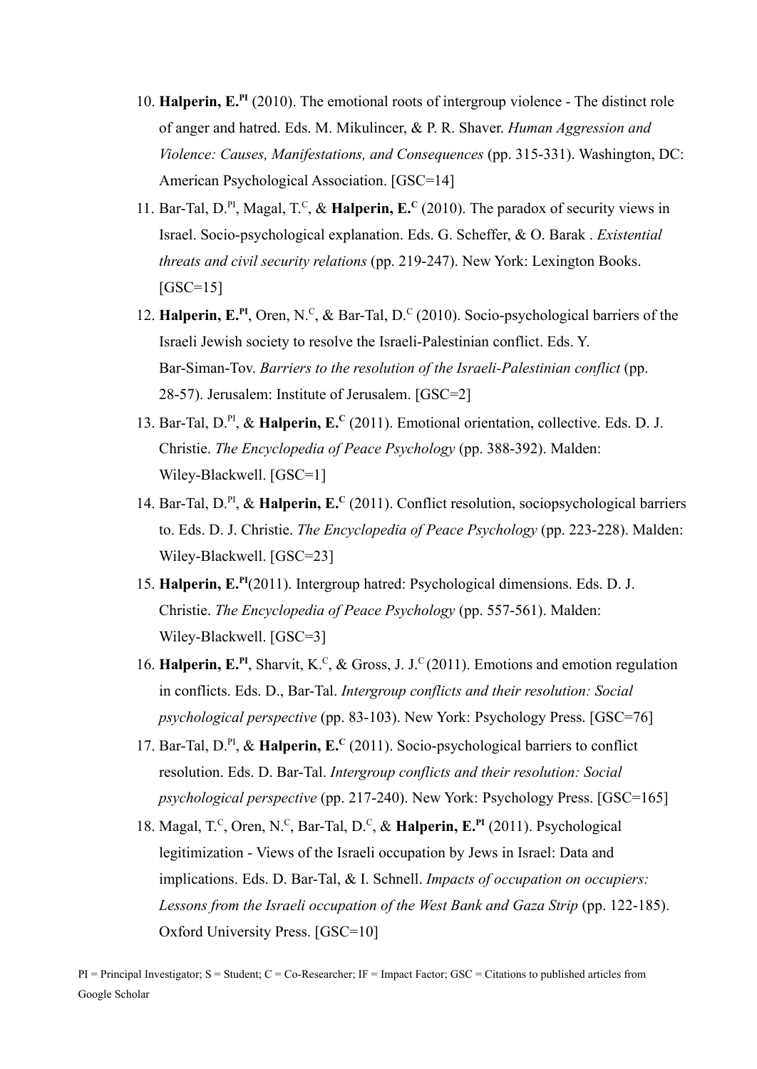10. **Halperin, E.**[PI] (2010). The emotional roots of intergroup violence - The distinct role of anger and hatred. Eds. M. Mikulincer, & P. R. Shaver. *Human Aggression and Violence: Causes, Manifestations, and Consequences* (pp. 315-331). Washington, DC: American Psychological Association. [GSC=14]
11. Bar-Tal, D.[PI], Magal, T.[C], & **Halperin, E.**[C] (2010). The paradox of security views in Israel. Socio-psychological explanation. Eds. G. Scheffer, & O. Barak . *Existential threats and civil security relations* (pp. 219-247). New York: Lexington Books. [GSC=15]
12. **Halperin, E.**[PI], Oren, N.[C], & Bar-Tal, D.[C] (2010). Socio-psychological barriers of the Israeli Jewish society to resolve the Israeli-Palestinian conflict. Eds. Y. Bar-Siman-Tov. *Barriers to the resolution of the Israeli-Palestinian conflict* (pp. 28-57). Jerusalem: Institute of Jerusalem. [GSC=2]
13. Bar-Tal, D.[PI], & **Halperin, E.**[C] (2011). Emotional orientation, collective. Eds. D. J. Christie. *The Encyclopedia of Peace Psychology* (pp. 388-392). Malden: Wiley-Blackwell. [GSC=1]
14. Bar-Tal, D.[PI], & **Halperin, E.**[C] (2011). Conflict resolution, sociopsychological barriers to. Eds. D. J. Christie. *The Encyclopedia of Peace Psychology* (pp. 223-228). Malden: Wiley-Blackwell. [GSC=23]
15. **Halperin, E.**[PI](2011). Intergroup hatred: Psychological dimensions. Eds. D. J. Christie. *The Encyclopedia of Peace Psychology* (pp. 557-561). Malden: Wiley-Blackwell. [GSC=3]
16. **Halperin, E.**[PI], Sharvit, K.[C], & Gross, J. J.[C] (2011). Emotions and emotion regulation in conflicts. Eds. D., Bar-Tal. *Intergroup conflicts and their resolution: Social psychological perspective* (pp. 83-103). New York: Psychology Press. [GSC=76]
17. Bar-Tal, D.[PI], & **Halperin, E.**[C] (2011). Socio-psychological barriers to conflict resolution. Eds. D. Bar-Tal. *Intergroup conflicts and their resolution: Social psychological perspective* (pp. 217-240). New York: Psychology Press. [GSC=165]
18. Magal, T.[C], Oren, N.[C], Bar-Tal, D.[C], & **Halperin, E.**[PI] (2011). Psychological legitimization - Views of the Israeli occupation by Jews in Israel: Data and implications. Eds. D. Bar-Tal, & I. Schnell. *Impacts of occupation on occupiers: Lessons from the Israeli occupation of the West Bank and Gaza Strip* (pp. 122-185). Oxford University Press. [GSC=10]

PI = Principal Investigator; S = Student; C = Co-Researcher; IF = Impact Factor; GSC = Citations to published articles from Google Scholar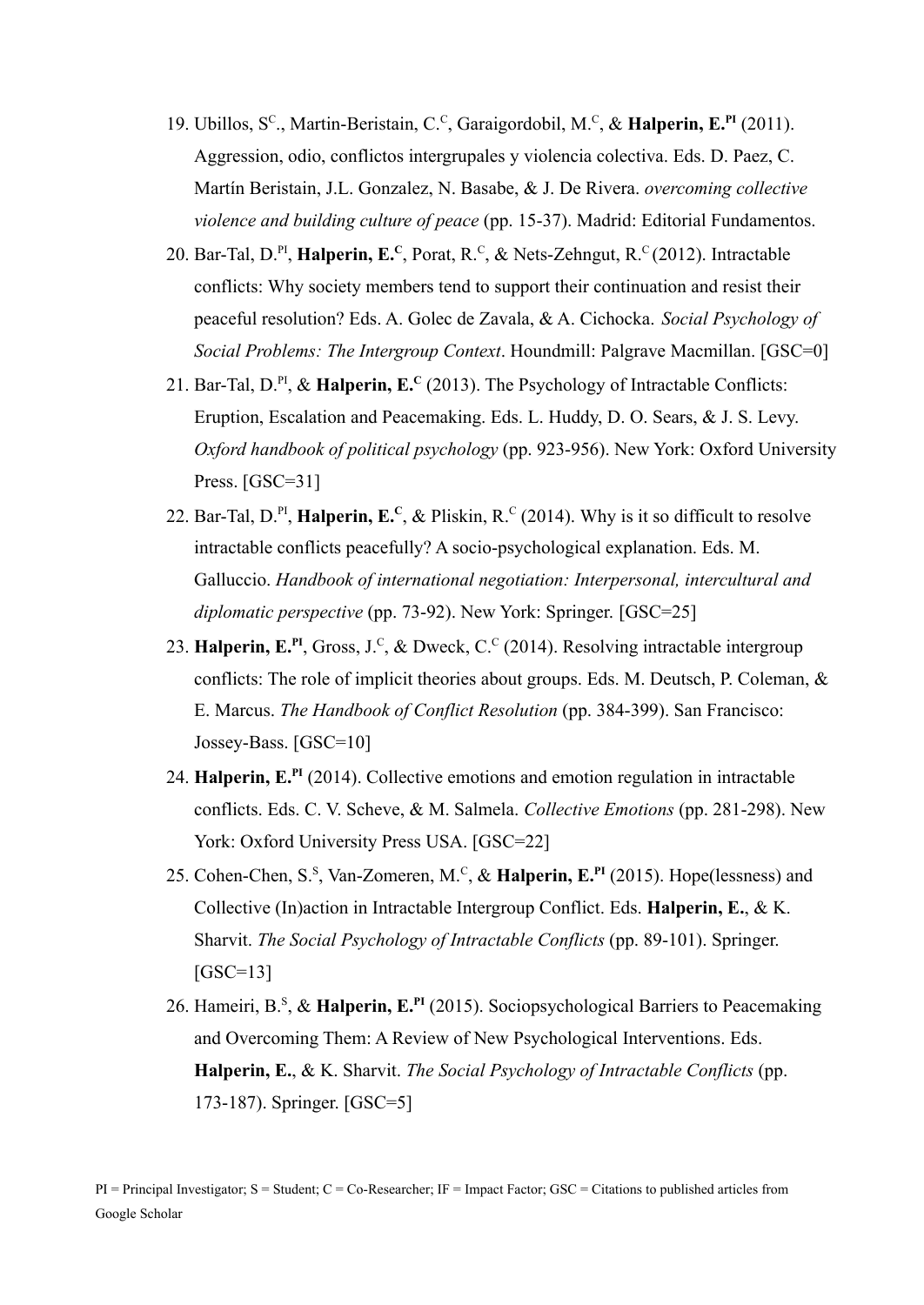19. Ubillos, S[C]., Martin-Beristain, C.[C], Garaigordobil, M.[C], & **Halperin, E.[PI]** (2011). Aggression, odio, conflictos intergrupales y violencia colectiva. Eds. D. Paez, C. Martín Beristain, J.L. Gonzalez, N. Basabe, & J. De Rivera. *overcoming collective violence and building culture of peace* (pp. 15-37). Madrid: Editorial Fundamentos.
20. Bar-Tal, D.[PI], **Halperin, E.[C]**, Porat, R.[C], & Nets-Zehngut, R.[C] (2012). Intractable conflicts: Why society members tend to support their continuation and resist their peaceful resolution? Eds. A. Golec de Zavala, & A. Cichocka. *Social Psychology of Social Problems: The Intergroup Context*. Houndmill: Palgrave Macmillan. [GSC=0]
21. Bar-Tal, D.[PI], & **Halperin, E.[C]** (2013). The Psychology of Intractable Conflicts: Eruption, Escalation and Peacemaking. Eds. L. Huddy, D. O. Sears, & J. S. Levy. *Oxford handbook of political psychology* (pp. 923-956). New York: Oxford University Press. [GSC=31]
22. Bar-Tal, D.[PI], **Halperin, E.[C]**, & Pliskin, R.[C] (2014). Why is it so difficult to resolve intractable conflicts peacefully? A socio-psychological explanation. Eds. M. Galluccio. *Handbook of international negotiation: Interpersonal, intercultural and diplomatic perspective* (pp. 73-92). New York: Springer. [GSC=25]
23. **Halperin, E.[PI]**, Gross, J.[C], & Dweck, C.[C] (2014). Resolving intractable intergroup conflicts: The role of implicit theories about groups. Eds. M. Deutsch, P. Coleman, & E. Marcus. *The Handbook of Conflict Resolution* (pp. 384-399). San Francisco: Jossey-Bass. [GSC=10]
24. **Halperin, E.[PI]** (2014). Collective emotions and emotion regulation in intractable conflicts. Eds. C. V. Scheve, & M. Salmela. *Collective Emotions* (pp. 281-298). New York: Oxford University Press USA. [GSC=22]
25. Cohen-Chen, S.[S], Van-Zomeren, M.[C], & **Halperin, E.[PI]** (2015). Hope(lessness) and Collective (In)action in Intractable Intergroup Conflict. Eds. **Halperin, E.**, & K. Sharvit. *The Social Psychology of Intractable Conflicts* (pp. 89-101). Springer. [GSC=13]
26. Hameiri, B.[S], & **Halperin, E.[PI]** (2015). Sociopsychological Barriers to Peacemaking and Overcoming Them: A Review of New Psychological Interventions. Eds. **Halperin, E.**, & K. Sharvit. *The Social Psychology of Intractable Conflicts* (pp. 173-187). Springer. [GSC=5]

PI = Principal Investigator; S = Student; C = Co-Researcher; IF = Impact Factor; GSC = Citations to published articles from Google Scholar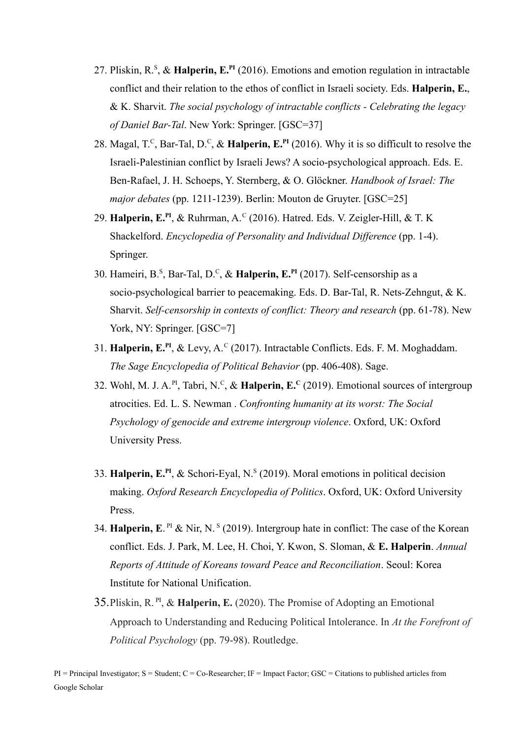27. Pliskin, R.[S], & **Halperin, E.[PI]** (2016). Emotions and emotion regulation in intractable conflict and their relation to the ethos of conflict in Israeli society. Eds. **Halperin, E.**, & K. Sharvit. *The social psychology of intractable conflicts - Celebrating the legacy of Daniel Bar-Tal*. New York: Springer. [GSC=37]
28. Magal, T.[C], Bar-Tal, D.[C], & **Halperin, E.[PI]** (2016). Why it is so difficult to resolve the Israeli-Palestinian conflict by Israeli Jews? A socio-psychological approach. Eds. E. Ben-Rafael, J. H. Schoeps, Y. Sternberg, & O. Glöckner. *Handbook of Israel: The major debates* (pp. 1211-1239). Berlin: Mouton de Gruyter. [GSC=25]
29. **Halperin, E.[PI]**, & Ruhrman, A.[C] (2016). Hatred. Eds. V. Zeigler-Hill, & T. K Shackelford. *Encyclopedia of Personality and Individual Difference* (pp. 1-4). Springer.
30. Hameiri, B.[S], Bar-Tal, D.[C], & **Halperin, E.[PI]** (2017). Self-censorship as a socio-psychological barrier to peacemaking. Eds. D. Bar-Tal, R. Nets-Zehngut, & K. Sharvit. *Self-censorship in contexts of conflict: Theory and research* (pp. 61-78). New York, NY: Springer. [GSC=7]
31. **Halperin, E.[PI]**, & Levy, A.[C] (2017). Intractable Conflicts. Eds. F. M. Moghaddam. *The Sage Encyclopedia of Political Behavior* (pp. 406-408). Sage.
32. Wohl, M. J. A.[PI], Tabri, N.[C], & **Halperin, E.[C]** (2019). Emotional sources of intergroup atrocities. Ed. L. S. Newman . *Confronting humanity at its worst: The Social Psychology of genocide and extreme intergroup violence*. Oxford, UK: Oxford University Press.
33. **Halperin, E.[PI]**, & Schori-Eyal, N.[S] (2019). Moral emotions in political decision making. *Oxford Research Encyclopedia of Politics*. Oxford, UK: Oxford University Press.
34. **Halperin, E**. [PI] & Nir, N. [S] (2019). Intergroup hate in conflict: The case of the Korean conflict. Eds. J. Park, M. Lee, H. Choi, Y. Kwon, S. Sloman, & **E. Halperin**. *Annual Reports of Attitude of Koreans toward Peace and Reconciliation*. Seoul: Korea Institute for National Unification.
35. Pliskin, R. [PI], & **Halperin, E.** (2020). The Promise of Adopting an Emotional Approach to Understanding and Reducing Political Intolerance. In *At the Forefront of Political Psychology* (pp. 79-98). Routledge.

PI = Principal Investigator; S = Student; C = Co-Researcher; IF = Impact Factor; GSC = Citations to published articles from Google Scholar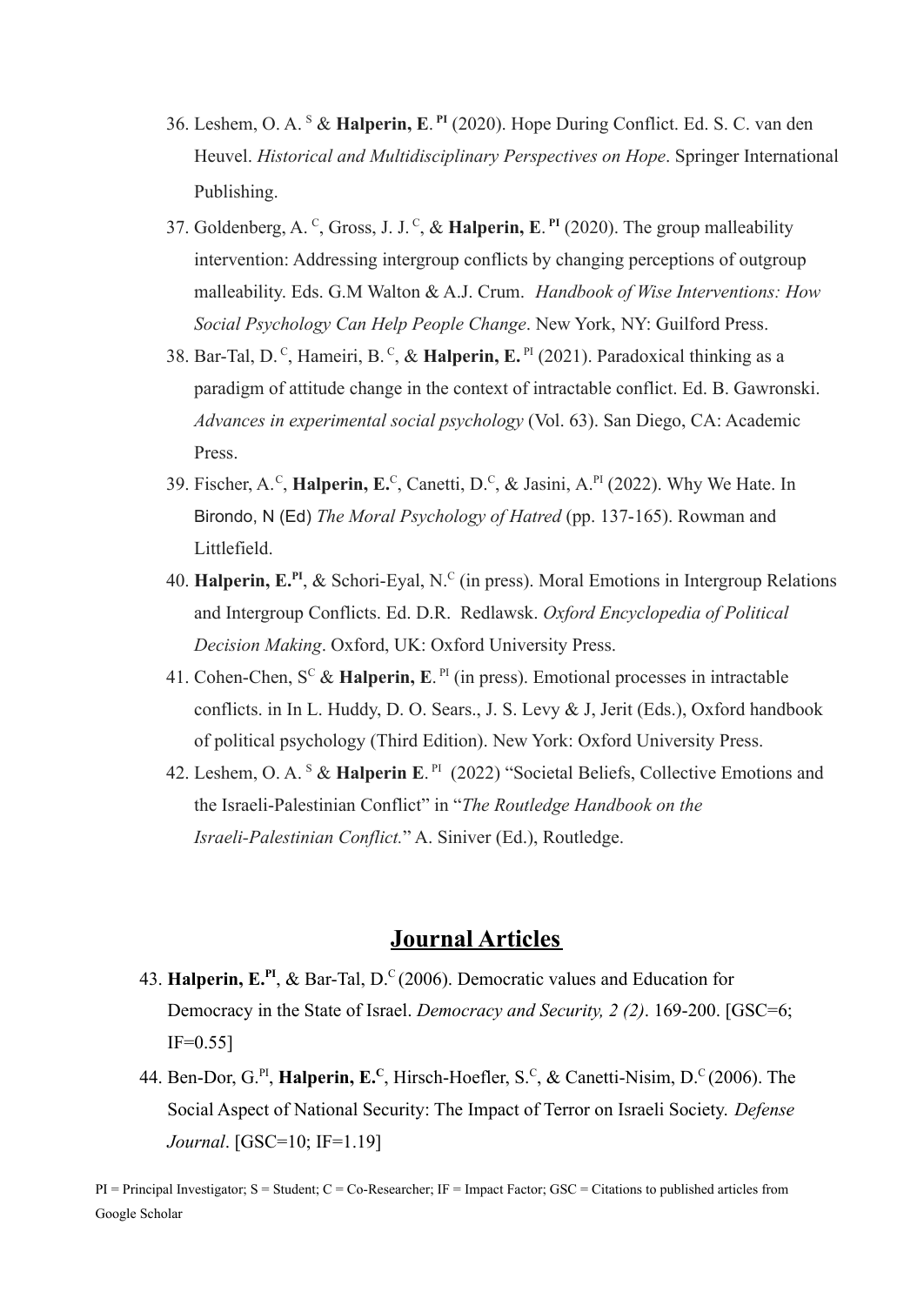36. Leshem, O. A. [S] & **Halperin, E**. **[PI]** (2020). Hope During Conflict. Ed. S. C. van den Heuvel. *Historical and Multidisciplinary Perspectives on Hope*. Springer International Publishing.

37. Goldenberg, A. [C], Gross, J. J. [C], & **Halperin, E**. **[PI]** (2020). The group malleability intervention: Addressing intergroup conflicts by changing perceptions of outgroup malleability. Eds. G.M Walton & A.J. Crum. *Handbook of Wise Interventions: How Social Psychology Can Help People Change*. New York, NY: Guilford Press.

38. Bar-Tal, D. [C], Hameiri, B. [C], & **Halperin, E.** [PI] (2021). Paradoxical thinking as a paradigm of attitude change in the context of intractable conflict. Ed. B. Gawronski. *Advances in experimental social psychology* (Vol. 63). San Diego, CA: Academic Press.

39. Fischer, A.[C], **Halperin, E.**[C], Canetti, D.[C], & Jasini, A.[PI] (2022). Why We Hate. In Birondo, N (Ed) *The Moral Psychology of Hatred* (pp. 137-165). Rowman and Littlefield.

40. **Halperin, E.[PI]**, & Schori-Eyal, N.[C] (in press). Moral Emotions in Intergroup Relations and Intergroup Conflicts. Ed. D.R. Redlawsk. *Oxford Encyclopedia of Political Decision Making*. Oxford, UK: Oxford University Press.

41. Cohen-Chen, S[C] & **Halperin, E**. [PI] (in press). Emotional processes in intractable conflicts. in In L. Huddy, D. O. Sears., J. S. Levy & J, Jerit (Eds.), Oxford handbook of political psychology (Third Edition). New York: Oxford University Press.

42. Leshem, O. A. [S] & **Halperin E**. [PI] (2022) "Societal Beliefs, Collective Emotions and the Israeli-Palestinian Conflict" in "*The Routledge Handbook on the Israeli-Palestinian Conflict.*" A. Siniver (Ed.), Routledge.

## Journal Articles

43. **Halperin, E.[PI]**, & Bar-Tal, D.[C] (2006). Democratic values and Education for Democracy in the State of Israel. *Democracy and Security, 2 (2)*. 169-200. [GSC=6; IF=0.55]

44. Ben-Dor, G.[PI], **Halperin, E.[C]**, Hirsch-Hoefler, S.[C], & Canetti-Nisim, D.[C] (2006). The Social Aspect of National Security: The Impact of Terror on Israeli Society. *Defense Journal*. [GSC=10; IF=1.19]

PI = Principal Investigator; S = Student; C = Co-Researcher; IF = Impact Factor; GSC = Citations to published articles from Google Scholar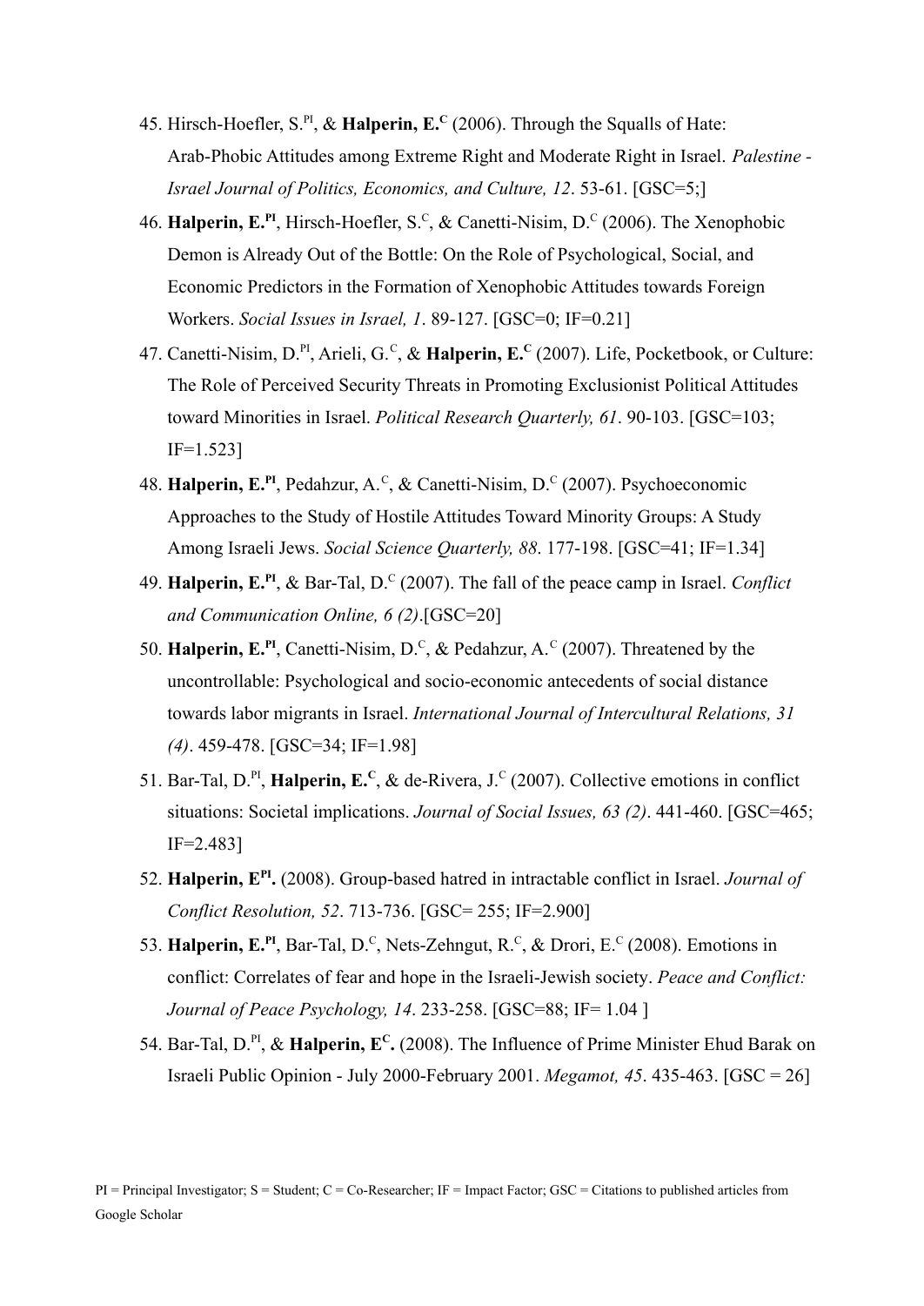45. Hirsch-Hoefler, S.[PI], & **Halperin, E.[C]** (2006). Through the Squalls of Hate: Arab-Phobic Attitudes among Extreme Right and Moderate Right in Israel. *Palestine - Israel Journal of Politics, Economics, and Culture, 12*. 53-61. [GSC=5;]
46. **Halperin, E.[PI]**, Hirsch-Hoefler, S.[C], & Canetti-Nisim, D.[C] (2006). The Xenophobic Demon is Already Out of the Bottle: On the Role of Psychological, Social, and Economic Predictors in the Formation of Xenophobic Attitudes towards Foreign Workers. *Social Issues in Israel, 1*. 89-127. [GSC=0; IF=0.21]
47. Canetti-Nisim, D.[PI], Arieli, G.[C], & **Halperin, E.[C]** (2007). Life, Pocketbook, or Culture: The Role of Perceived Security Threats in Promoting Exclusionist Political Attitudes toward Minorities in Israel. *Political Research Quarterly, 61*. 90-103. [GSC=103; IF=1.523]
48. **Halperin, E.[PI]**, Pedahzur, A.[C], & Canetti-Nisim, D.[C] (2007). Psychoeconomic Approaches to the Study of Hostile Attitudes Toward Minority Groups: A Study Among Israeli Jews. *Social Science Quarterly, 88*. 177-198. [GSC=41; IF=1.34]
49. **Halperin, E.[PI]**, & Bar-Tal, D.[C] (2007). The fall of the peace camp in Israel. *Conflict and Communication Online, 6 (2)*.[GSC=20]
50. **Halperin, E.[PI]**, Canetti-Nisim, D.[C], & Pedahzur, A.[C] (2007). Threatened by the uncontrollable: Psychological and socio-economic antecedents of social distance towards labor migrants in Israel. *International Journal of Intercultural Relations, 31 (4)*. 459-478. [GSC=34; IF=1.98]
51. Bar-Tal, D.[PI], **Halperin, E.[C]**, & de-Rivera, J.[C] (2007). Collective emotions in conflict situations: Societal implications. *Journal of Social Issues, 63 (2)*. 441-460. [GSC=465; IF=2.483]
52. **Halperin, E[PI].** (2008). Group-based hatred in intractable conflict in Israel. *Journal of Conflict Resolution, 52*. 713-736. [GSC= 255; IF=2.900]
53. **Halperin, E.[PI]**, Bar-Tal, D.[C], Nets-Zehngut, R.[C], & Drori, E.[C] (2008). Emotions in conflict: Correlates of fear and hope in the Israeli-Jewish society. *Peace and Conflict: Journal of Peace Psychology, 14*. 233-258. [GSC=88; IF= 1.04 ]
54. Bar-Tal, D.[PI], & **Halperin, E[C].** (2008). The Influence of Prime Minister Ehud Barak on Israeli Public Opinion - July 2000-February 2001. *Megamot, 45*. 435-463. [GSC = 26]

PI = Principal Investigator; S = Student; C = Co-Researcher; IF = Impact Factor; GSC = Citations to published articles from Google Scholar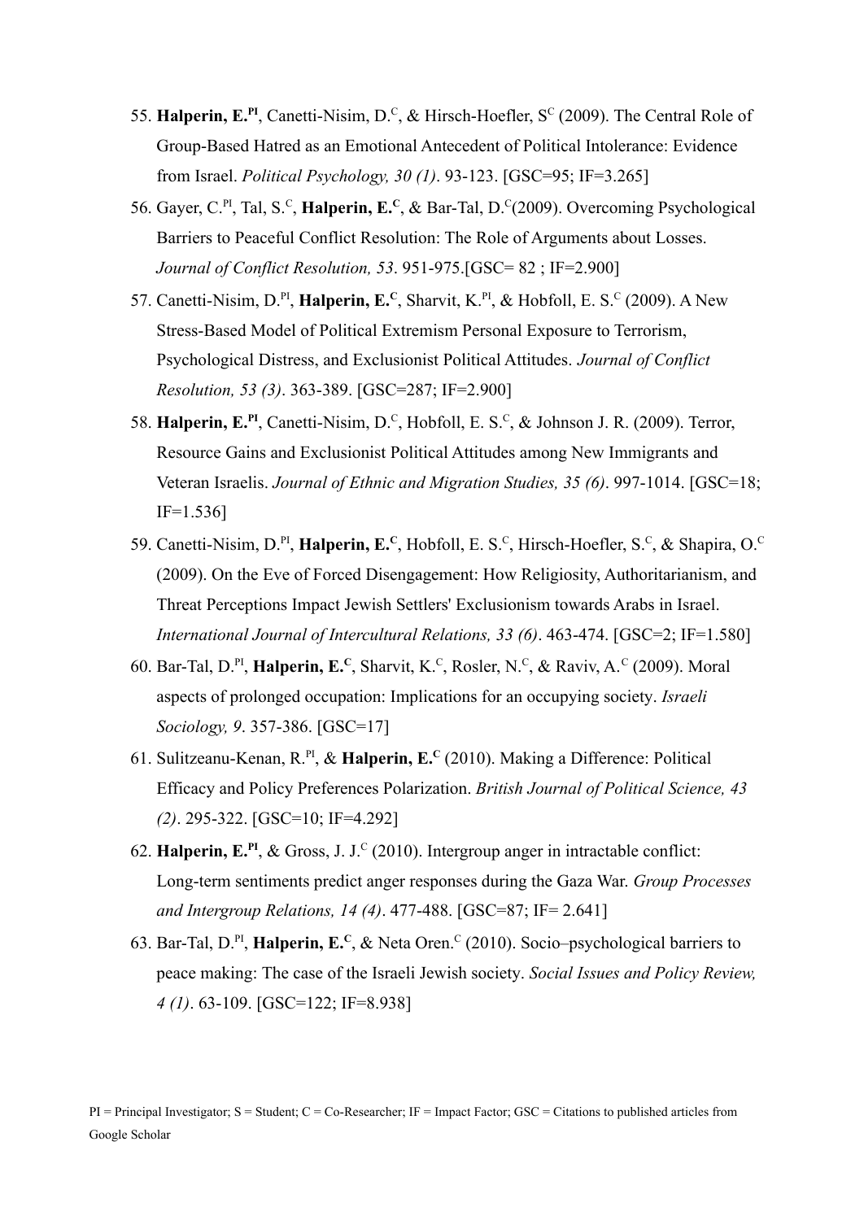55. **Halperin, E.**[PI], Canetti-Nisim, D.[C], & Hirsch-Hoefler, S[C] (2009). The Central Role of Group-Based Hatred as an Emotional Antecedent of Political Intolerance: Evidence from Israel. *Political Psychology, 30 (1)*. 93-123. [GSC=95; IF=3.265]
56. Gayer, C.[PI], Tal, S.[C], **Halperin, E.**[C], & Bar-Tal, D.[C](2009). Overcoming Psychological Barriers to Peaceful Conflict Resolution: The Role of Arguments about Losses. *Journal of Conflict Resolution, 53*. 951-975.[GSC= 82 ; IF=2.900]
57. Canetti-Nisim, D.[PI], **Halperin, E.**[C], Sharvit, K.[PI], & Hobfoll, E. S.[C] (2009). A New Stress-Based Model of Political Extremism Personal Exposure to Terrorism, Psychological Distress, and Exclusionist Political Attitudes. *Journal of Conflict Resolution, 53 (3)*. 363-389. [GSC=287; IF=2.900]
58. **Halperin, E.**[PI], Canetti-Nisim, D.[C], Hobfoll, E. S.[C], & Johnson J. R. (2009). Terror, Resource Gains and Exclusionist Political Attitudes among New Immigrants and Veteran Israelis. *Journal of Ethnic and Migration Studies, 35 (6)*. 997-1014. [GSC=18; IF=1.536]
59. Canetti-Nisim, D.[PI], **Halperin, E.**[C], Hobfoll, E. S.[C], Hirsch-Hoefler, S.[C], & Shapira, O.[C] (2009). On the Eve of Forced Disengagement: How Religiosity, Authoritarianism, and Threat Perceptions Impact Jewish Settlers' Exclusionism towards Arabs in Israel. *International Journal of Intercultural Relations, 33 (6)*. 463-474. [GSC=2; IF=1.580]
60. Bar-Tal, D.[PI], **Halperin, E.**[C], Sharvit, K.[C], Rosler, N.[C], & Raviv, A.[C] (2009). Moral aspects of prolonged occupation: Implications for an occupying society. *Israeli Sociology, 9*. 357-386. [GSC=17]
61. Sulitzeanu-Kenan, R.[PI], & **Halperin, E.**[C] (2010). Making a Difference: Political Efficacy and Policy Preferences Polarization. *British Journal of Political Science, 43 (2)*. 295-322. [GSC=10; IF=4.292]
62. **Halperin, E.**[PI], & Gross, J. J.[C] (2010). Intergroup anger in intractable conflict: Long-term sentiments predict anger responses during the Gaza War. *Group Processes and Intergroup Relations, 14 (4)*. 477-488. [GSC=87; IF= 2.641]
63. Bar-Tal, D.[PI], **Halperin, E.**[C], & Neta Oren.[C] (2010). Socio–psychological barriers to peace making: The case of the Israeli Jewish society. *Social Issues and Policy Review, 4 (1)*. 63-109. [GSC=122; IF=8.938]

PI = Principal Investigator; S = Student; C = Co-Researcher; IF = Impact Factor; GSC = Citations to published articles from Google Scholar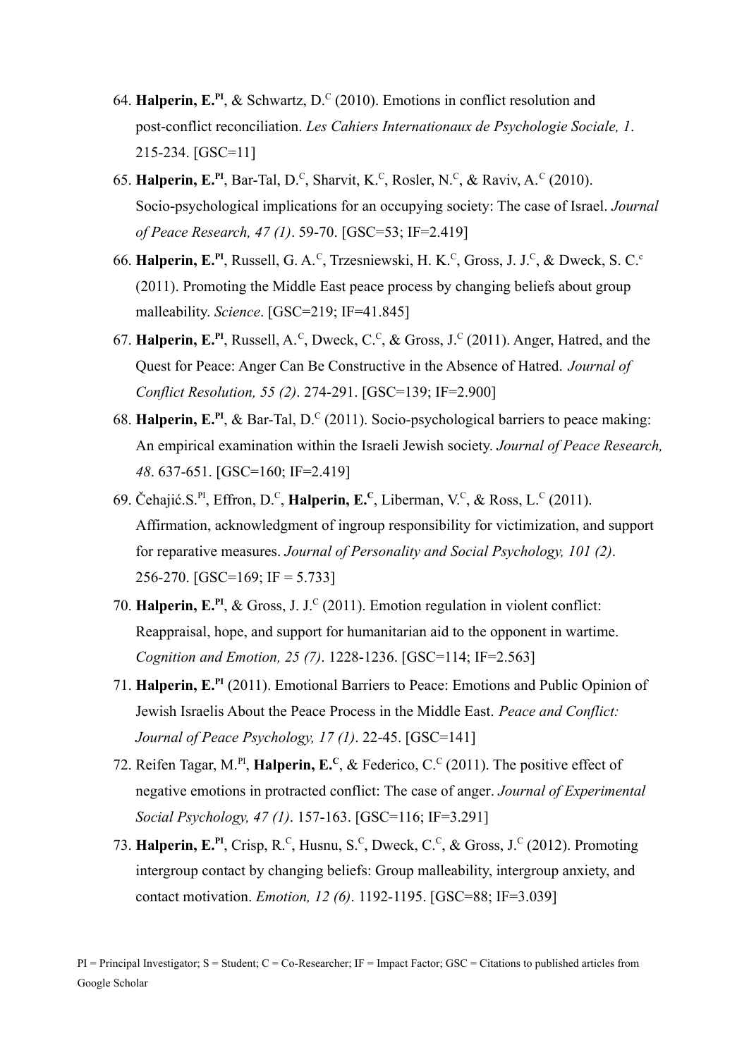64. **Halperin, E.**[PI], & Schwartz, D.[C] (2010). Emotions in conflict resolution and post-conflict reconciliation. *Les Cahiers Internationaux de Psychologie Sociale, 1*. 215-234. [GSC=11]

65. **Halperin, E.**[PI], Bar-Tal, D.[C], Sharvit, K.[C], Rosler, N.[C], & Raviv, A.[C] (2010). Socio-psychological implications for an occupying society: The case of Israel. *Journal of Peace Research, 47 (1)*. 59-70. [GSC=53; IF=2.419]

66. **Halperin, E.**[PI], Russell, G. A.[C], Trzesniewski, H. K.[C], Gross, J. J.[C], & Dweck, S. C.[c] (2011). Promoting the Middle East peace process by changing beliefs about group malleability. *Science*. [GSC=219; IF=41.845]

67. **Halperin, E.**[PI], Russell, A.[C], Dweck, C.[C], & Gross, J.[C] (2011). Anger, Hatred, and the Quest for Peace: Anger Can Be Constructive in the Absence of Hatred. *Journal of Conflict Resolution, 55 (2)*. 274-291. [GSC=139; IF=2.900]

68. **Halperin, E.**[PI], & Bar-Tal, D.[C] (2011). Socio-psychological barriers to peace making: An empirical examination within the Israeli Jewish society. *Journal of Peace Research, 48*. 637-651. [GSC=160; IF=2.419]

69. Čehajić.S.[PI], Effron, D.[C], **Halperin, E.**[C], Liberman, V.[C], & Ross, L.[C] (2011). Affirmation, acknowledgment of ingroup responsibility for victimization, and support for reparative measures. *Journal of Personality and Social Psychology, 101 (2)*. 256-270. [GSC=169; IF = 5.733]

70. **Halperin, E.**[PI], & Gross, J. J.[C] (2011). Emotion regulation in violent conflict: Reappraisal, hope, and support for humanitarian aid to the opponent in wartime. *Cognition and Emotion, 25 (7)*. 1228-1236. [GSC=114; IF=2.563]

71. **Halperin, E.**[PI] (2011). Emotional Barriers to Peace: Emotions and Public Opinion of Jewish Israelis About the Peace Process in the Middle East. *Peace and Conflict: Journal of Peace Psychology, 17 (1)*. 22-45. [GSC=141]

72. Reifen Tagar, M.[PI], **Halperin, E.**[C], & Federico, C.[C] (2011). The positive effect of negative emotions in protracted conflict: The case of anger. *Journal of Experimental Social Psychology, 47 (1)*. 157-163. [GSC=116; IF=3.291]

73. **Halperin, E.**[PI], Crisp, R.[C], Husnu, S.[C], Dweck, C.[C], & Gross, J.[C] (2012). Promoting intergroup contact by changing beliefs: Group malleability, intergroup anxiety, and contact motivation. *Emotion, 12 (6)*. 1192-1195. [GSC=88; IF=3.039]

PI = Principal Investigator; S = Student; C = Co-Researcher; IF = Impact Factor; GSC = Citations to published articles from Google Scholar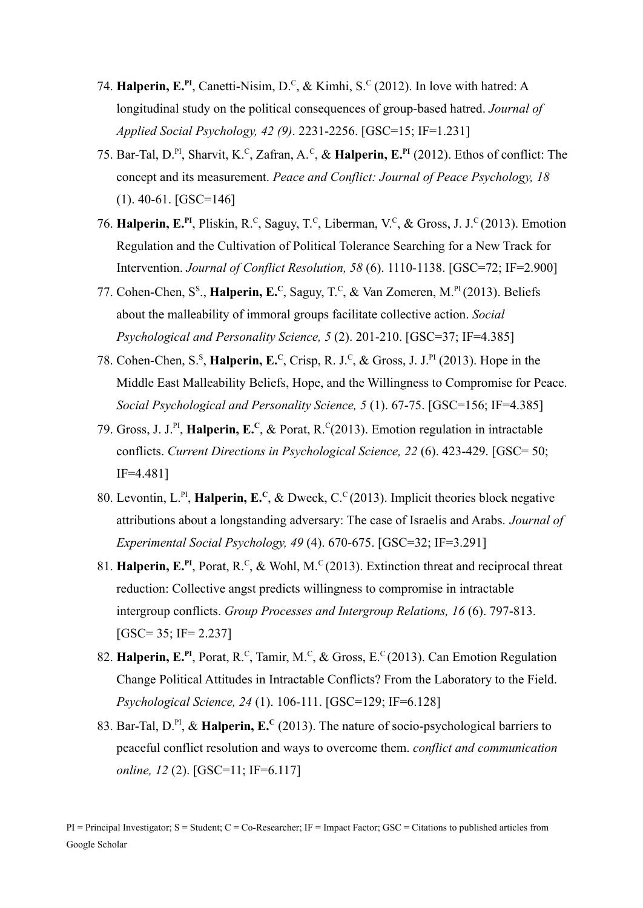74. **Halperin, E.**[PI], Canetti-Nisim, D.[C], & Kimhi, S.[C] (2012). In love with hatred: A longitudinal study on the political consequences of group-based hatred. *Journal of Applied Social Psychology, 42 (9)*. 2231-2256. [GSC=15; IF=1.231]
75. Bar-Tal, D.[PI], Sharvit, K.[C], Zafran, A.[C], & **Halperin, E.**[PI] (2012). Ethos of conflict: The concept and its measurement. *Peace and Conflict: Journal of Peace Psychology, 18* (1). 40-61. [GSC=146]
76. **Halperin, E.**[PI], Pliskin, R.[C], Saguy, T.[C], Liberman, V.[C], & Gross, J. J.[C] (2013). Emotion Regulation and the Cultivation of Political Tolerance Searching for a New Track for Intervention. *Journal of Conflict Resolution, 58* (6). 1110-1138. [GSC=72; IF=2.900]
77. Cohen-Chen, S[S]., **Halperin, E.**[C], Saguy, T.[C], & Van Zomeren, M.[PI] (2013). Beliefs about the malleability of immoral groups facilitate collective action. *Social Psychological and Personality Science, 5* (2). 201-210. [GSC=37; IF=4.385]
78. Cohen-Chen, S.[S], **Halperin, E.**[C], Crisp, R. J.[C], & Gross, J. J.[PI] (2013). Hope in the Middle East Malleability Beliefs, Hope, and the Willingness to Compromise for Peace. *Social Psychological and Personality Science, 5* (1). 67-75. [GSC=156; IF=4.385]
79. Gross, J. J.[PI], **Halperin, E.**[C], & Porat, R.[C](2013). Emotion regulation in intractable conflicts. *Current Directions in Psychological Science, 22* (6). 423-429. [GSC= 50; IF=4.481]
80. Levontin, L.[PI], **Halperin, E.**[C], & Dweck, C.[C] (2013). Implicit theories block negative attributions about a longstanding adversary: The case of Israelis and Arabs. *Journal of Experimental Social Psychology, 49* (4). 670-675. [GSC=32; IF=3.291]
81. **Halperin, E.**[PI], Porat, R.[C], & Wohl, M.[C] (2013). Extinction threat and reciprocal threat reduction: Collective angst predicts willingness to compromise in intractable intergroup conflicts. *Group Processes and Intergroup Relations, 16* (6). 797-813. [GSC= 35; IF= 2.237]
82. **Halperin, E.**[PI], Porat, R.[C], Tamir, M.[C], & Gross, E.[C] (2013). Can Emotion Regulation Change Political Attitudes in Intractable Conflicts? From the Laboratory to the Field. *Psychological Science, 24* (1). 106-111. [GSC=129; IF=6.128]
83. Bar-Tal, D.[PI], & **Halperin, E.**[C] (2013). The nature of socio-psychological barriers to peaceful conflict resolution and ways to overcome them. *conflict and communication online, 12* (2). [GSC=11; IF=6.117]

PI = Principal Investigator; S = Student; C = Co-Researcher; IF = Impact Factor; GSC = Citations to published articles from Google Scholar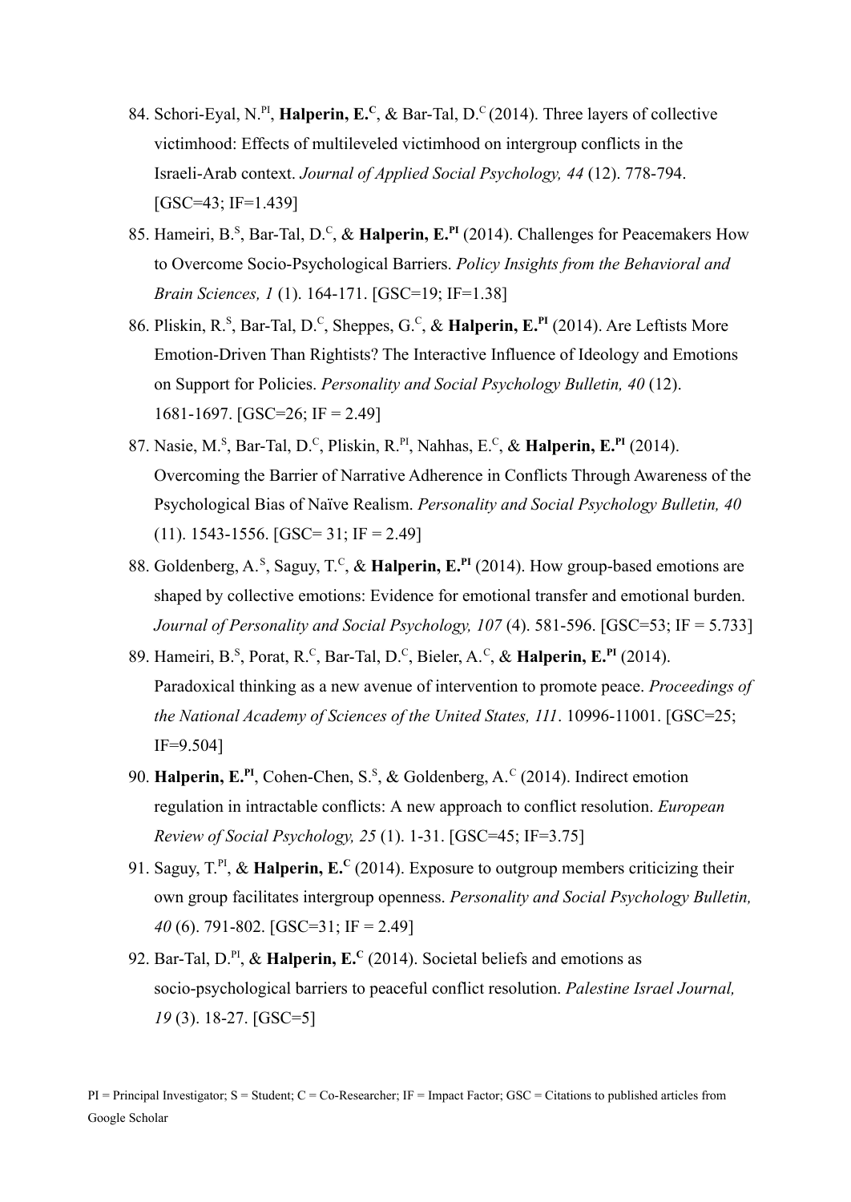84. Schori-Eyal, N.[PI], **Halperin, E.[C]**, & Bar-Tal, D.[C] (2014). Three layers of collective victimhood: Effects of multileveled victimhood on intergroup conflicts in the Israeli-Arab context. *Journal of Applied Social Psychology, 44* (12). 778-794. [GSC=43; IF=1.439]

85. Hameiri, B.[S], Bar-Tal, D.[C], & **Halperin, E.[PI]** (2014). Challenges for Peacemakers How to Overcome Socio-Psychological Barriers. *Policy Insights from the Behavioral and Brain Sciences, 1* (1). 164-171. [GSC=19; IF=1.38]

86. Pliskin, R.[S], Bar-Tal, D.[C], Sheppes, G.[C], & **Halperin, E.[PI]** (2014). Are Leftists More Emotion-Driven Than Rightists? The Interactive Influence of Ideology and Emotions on Support for Policies. *Personality and Social Psychology Bulletin, 40* (12). 1681-1697. [GSC=26; IF = 2.49]

87. Nasie, M.[S], Bar-Tal, D.[C], Pliskin, R.[PI], Nahhas, E.[C], & **Halperin, E.[PI]** (2014). Overcoming the Barrier of Narrative Adherence in Conflicts Through Awareness of the Psychological Bias of Naïve Realism. *Personality and Social Psychology Bulletin, 40* (11). 1543-1556. [GSC= 31; IF = 2.49]

88. Goldenberg, A.[S], Saguy, T.[C], & **Halperin, E.[PI]** (2014). How group-based emotions are shaped by collective emotions: Evidence for emotional transfer and emotional burden. *Journal of Personality and Social Psychology, 107* (4). 581-596. [GSC=53; IF = 5.733]

89. Hameiri, B.[S], Porat, R.[C], Bar-Tal, D.[C], Bieler, A.[C], & **Halperin, E.[PI]** (2014). Paradoxical thinking as a new avenue of intervention to promote peace. *Proceedings of the National Academy of Sciences of the United States, 111*. 10996-11001. [GSC=25; IF=9.504]

90. **Halperin, E.[PI]**, Cohen-Chen, S.[S], & Goldenberg, A.[C] (2014). Indirect emotion regulation in intractable conflicts: A new approach to conflict resolution. *European Review of Social Psychology, 25* (1). 1-31. [GSC=45; IF=3.75]

91. Saguy, T.[PI], & **Halperin, E.[C]** (2014). Exposure to outgroup members criticizing their own group facilitates intergroup openness. *Personality and Social Psychology Bulletin, 40* (6). 791-802. [GSC=31; IF = 2.49]

92. Bar-Tal, D.[PI], & **Halperin, E.[C]** (2014). Societal beliefs and emotions as socio-psychological barriers to peaceful conflict resolution. *Palestine Israel Journal, 19* (3). 18-27. [GSC=5]

PI = Principal Investigator; S = Student; C = Co-Researcher; IF = Impact Factor; GSC = Citations to published articles from Google Scholar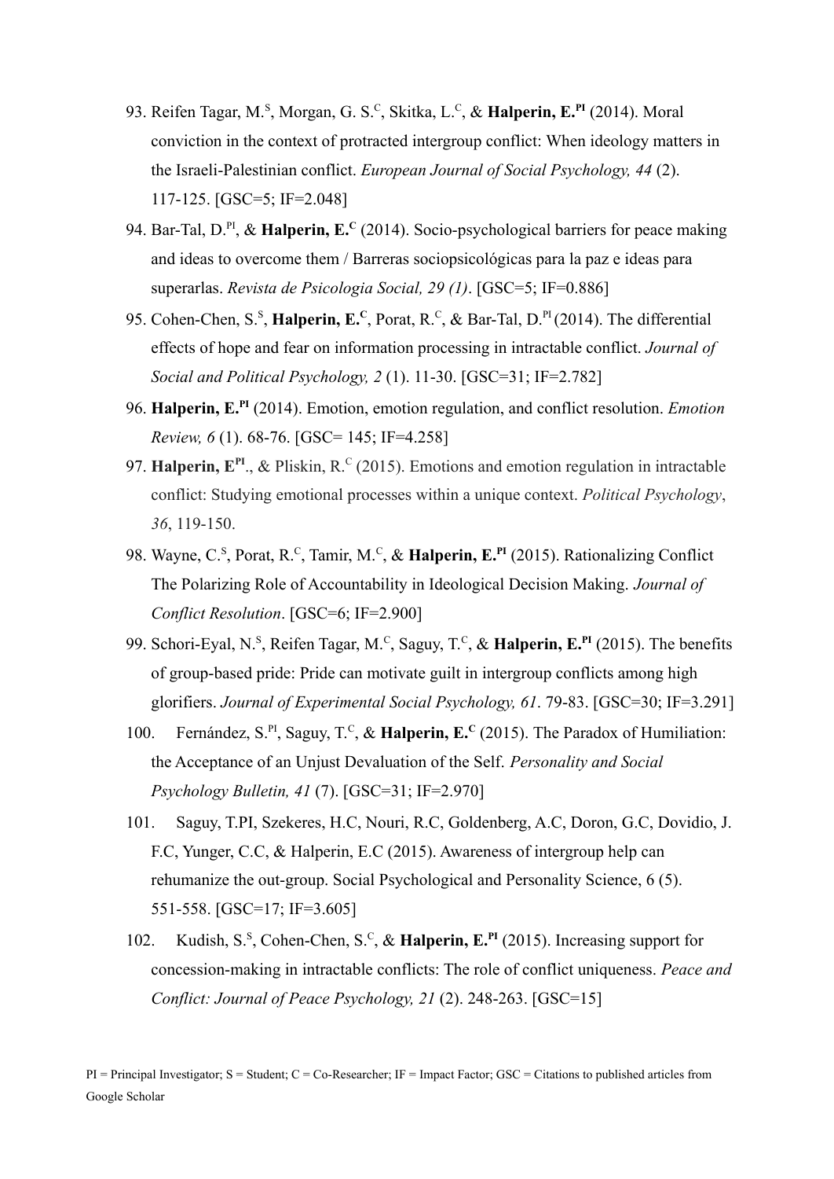93. Reifen Tagar, M.[S], Morgan, G. S.[C], Skitka, L.[C], & **Halperin, E.[PI]** (2014). Moral conviction in the context of protracted intergroup conflict: When ideology matters in the Israeli-Palestinian conflict. *European Journal of Social Psychology, 44* (2). 117-125. [GSC=5; IF=2.048]

94. Bar-Tal, D.[PI], & **Halperin, E.[C]** (2014). Socio-psychological barriers for peace making and ideas to overcome them / Barreras sociopsicológicas para la paz e ideas para superarlas. *Revista de Psicologia Social, 29 (1)*. [GSC=5; IF=0.886]

95. Cohen-Chen, S.[S], **Halperin, E.[C]**, Porat, R.[C], & Bar-Tal, D.[PI] (2014). The differential effects of hope and fear on information processing in intractable conflict. *Journal of Social and Political Psychology, 2* (1). 11-30. [GSC=31; IF=2.782]

96. **Halperin, E.[PI]** (2014). Emotion, emotion regulation, and conflict resolution. *Emotion Review, 6* (1). 68-76. [GSC= 145; IF=4.258]

97. **Halperin, E[PI]**., & Pliskin, R.[C] (2015). Emotions and emotion regulation in intractable conflict: Studying emotional processes within a unique context. *Political Psychology*, *36*, 119-150.

98. Wayne, C.[S], Porat, R.[C], Tamir, M.[C], & **Halperin, E.[PI]** (2015). Rationalizing Conflict The Polarizing Role of Accountability in Ideological Decision Making. *Journal of Conflict Resolution*. [GSC=6; IF=2.900]

99. Schori-Eyal, N.[S], Reifen Tagar, M.[C], Saguy, T.[C], & **Halperin, E.[PI]** (2015). The benefits of group-based pride: Pride can motivate guilt in intergroup conflicts among high glorifiers. *Journal of Experimental Social Psychology, 61*. 79-83. [GSC=30; IF=3.291]

100. Fernández, S.[PI], Saguy, T.[C], & **Halperin, E.[C]** (2015). The Paradox of Humiliation: the Acceptance of an Unjust Devaluation of the Self. *Personality and Social Psychology Bulletin, 41* (7). [GSC=31; IF=2.970]

101. Saguy, T.PI, Szekeres, H.C, Nouri, R.C, Goldenberg, A.C, Doron, G.C, Dovidio, J. F.C, Yunger, C.C, & Halperin, E.C (2015). Awareness of intergroup help can rehumanize the out-group. Social Psychological and Personality Science, 6 (5). 551-558. [GSC=17; IF=3.605]

102. Kudish, S.[S], Cohen-Chen, S.[C], & **Halperin, E.[PI]** (2015). Increasing support for concession-making in intractable conflicts: The role of conflict uniqueness. *Peace and Conflict: Journal of Peace Psychology, 21* (2). 248-263. [GSC=15]

PI = Principal Investigator; S = Student; C = Co-Researcher; IF = Impact Factor; GSC = Citations to published articles from Google Scholar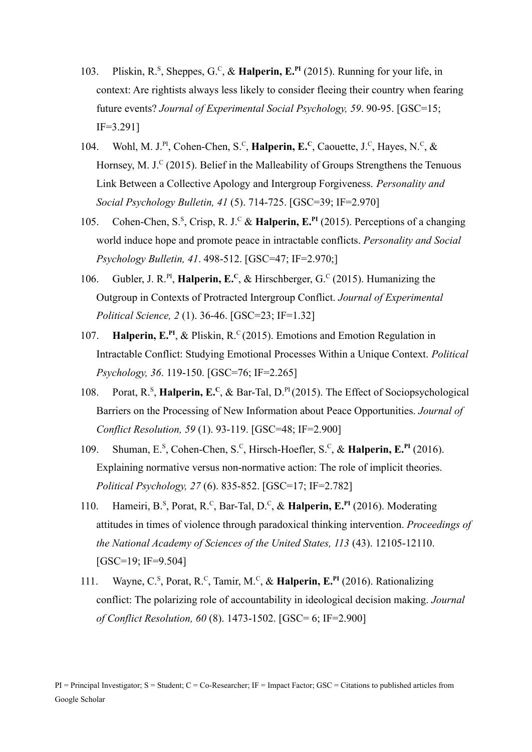103. Pliskin, R.[S], Sheppes, G.[C], & **Halperin, E.[PI]** (2015). Running for your life, in context: Are rightists always less likely to consider fleeing their country when fearing future events? *Journal of Experimental Social Psychology, 59*. 90-95. [GSC=15; IF=3.291]

104. Wohl, M. J.[PI], Cohen-Chen, S.[C], **Halperin, E.[C]**, Caouette, J.[C], Hayes, N.[C], & Hornsey, M. J.[C] (2015). Belief in the Malleability of Groups Strengthens the Tenuous Link Between a Collective Apology and Intergroup Forgiveness. *Personality and Social Psychology Bulletin, 41* (5). 714-725. [GSC=39; IF=2.970]

105. Cohen-Chen, S.[S], Crisp, R. J.[C] & **Halperin, E.[PI]** (2015). Perceptions of a changing world induce hope and promote peace in intractable conflicts. *Personality and Social Psychology Bulletin, 41*. 498-512. [GSC=47; IF=2.970;]

106. Gubler, J. R.[PI], **Halperin, E.[C]**, & Hirschberger, G.[C] (2015). Humanizing the Outgroup in Contexts of Protracted Intergroup Conflict. *Journal of Experimental Political Science, 2* (1). 36-46. [GSC=23; IF=1.32]

107. **Halperin, E.[PI]**, & Pliskin, R.[C] (2015). Emotions and Emotion Regulation in Intractable Conflict: Studying Emotional Processes Within a Unique Context. *Political Psychology, 36*. 119-150. [GSC=76; IF=2.265]

108. Porat, R.[S], **Halperin, E.[C]**, & Bar-Tal, D.[PI] (2015). The Effect of Sociopsychological Barriers on the Processing of New Information about Peace Opportunities. *Journal of Conflict Resolution, 59* (1). 93-119. [GSC=48; IF=2.900]

109. Shuman, E.[S], Cohen-Chen, S.[C], Hirsch-Hoefler, S.[C], & **Halperin, E.[PI]** (2016). Explaining normative versus non-normative action: The role of implicit theories. *Political Psychology, 27* (6). 835-852. [GSC=17; IF=2.782]

110. Hameiri, B.[S], Porat, R.[C], Bar-Tal, D.[C], & **Halperin, E.[PI]** (2016). Moderating attitudes in times of violence through paradoxical thinking intervention. *Proceedings of the National Academy of Sciences of the United States, 113* (43). 12105-12110. [GSC=19; IF=9.504]

111. Wayne, C.[S], Porat, R.[C], Tamir, M.[C], & **Halperin, E.[PI]** (2016). Rationalizing conflict: The polarizing role of accountability in ideological decision making. *Journal of Conflict Resolution, 60* (8). 1473-1502. [GSC= 6; IF=2.900]

PI = Principal Investigator; S = Student; C = Co-Researcher; IF = Impact Factor; GSC = Citations to published articles from Google Scholar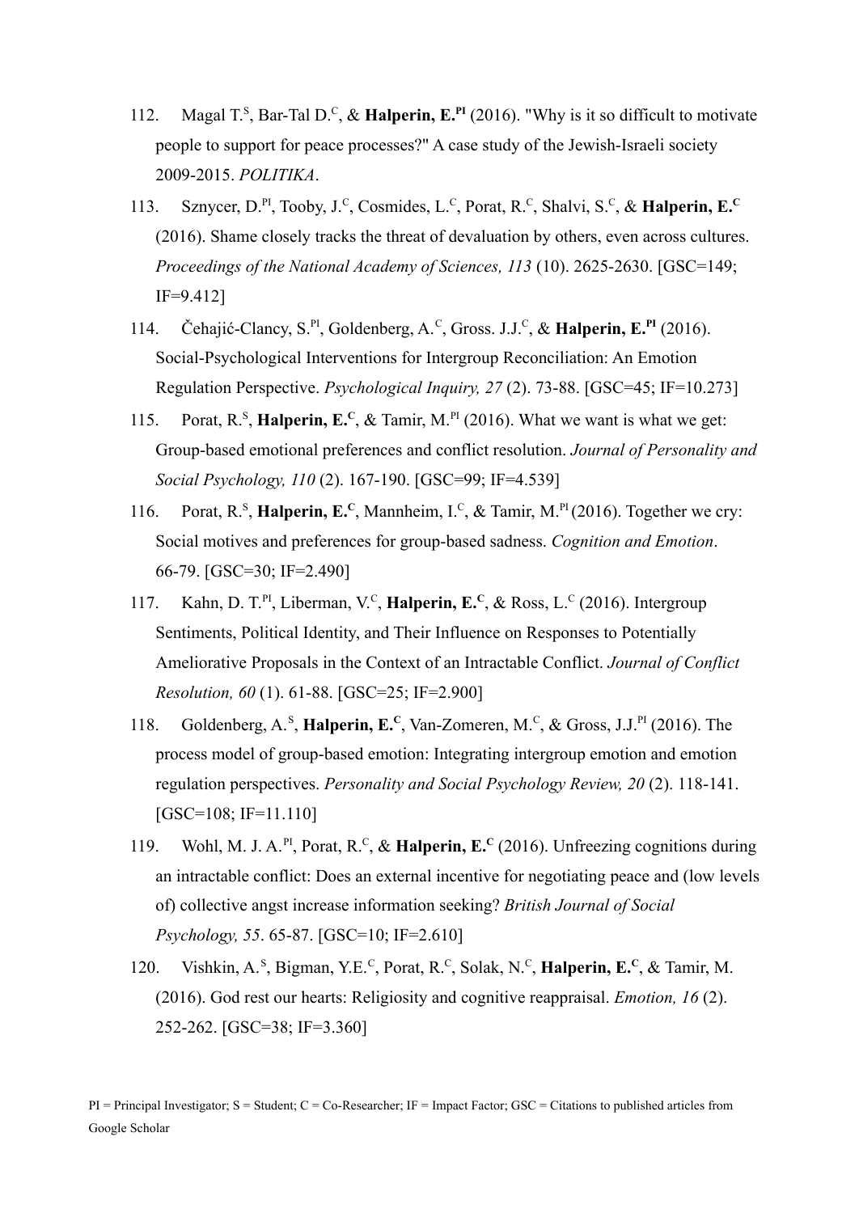112. Magal T.[S], Bar-Tal D.[C], & **Halperin, E.[PI]** (2016). "Why is it so difficult to motivate people to support for peace processes?" A case study of the Jewish-Israeli society 2009-2015. *POLITIKA*.

113. Sznycer, D.[PI], Tooby, J.[C], Cosmides, L.[C], Porat, R.[C], Shalvi, S.[C], & **Halperin, E.[C]** (2016). Shame closely tracks the threat of devaluation by others, even across cultures. *Proceedings of the National Academy of Sciences, 113* (10). 2625-2630. [GSC=149; IF=9.412]

114. Čehajić-Clancy, S.[PI], Goldenberg, A.[C], Gross. J.J.[C], & **Halperin, E.[PI]** (2016). Social-Psychological Interventions for Intergroup Reconciliation: An Emotion Regulation Perspective. *Psychological Inquiry, 27* (2). 73-88. [GSC=45; IF=10.273]

115. Porat, R.[S], **Halperin, E.[C]**, & Tamir, M.[PI] (2016). What we want is what we get: Group-based emotional preferences and conflict resolution. *Journal of Personality and Social Psychology, 110* (2). 167-190. [GSC=99; IF=4.539]

116. Porat, R.[S], **Halperin, E.[C]**, Mannheim, I.[C], & Tamir, M.[PI] (2016). Together we cry: Social motives and preferences for group-based sadness. *Cognition and Emotion*. 66-79. [GSC=30; IF=2.490]

117. Kahn, D. T.[PI], Liberman, V.[C], **Halperin, E.[C]**, & Ross, L.[C] (2016). Intergroup Sentiments, Political Identity, and Their Influence on Responses to Potentially Ameliorative Proposals in the Context of an Intractable Conflict. *Journal of Conflict Resolution, 60* (1). 61-88. [GSC=25; IF=2.900]

118. Goldenberg, A.[S], **Halperin, E.[C]**, Van-Zomeren, M.[C], & Gross, J.J.[PI] (2016). The process model of group-based emotion: Integrating intergroup emotion and emotion regulation perspectives. *Personality and Social Psychology Review, 20* (2). 118-141. [GSC=108; IF=11.110]

119. Wohl, M. J. A.[PI], Porat, R.[C], & **Halperin, E.[C]** (2016). Unfreezing cognitions during an intractable conflict: Does an external incentive for negotiating peace and (low levels of) collective angst increase information seeking? *British Journal of Social Psychology, 55*. 65-87. [GSC=10; IF=2.610]

120. Vishkin, A.[S], Bigman, Y.E.[C], Porat, R.[C], Solak, N.[C], **Halperin, E.[C]**, & Tamir, M. (2016). God rest our hearts: Religiosity and cognitive reappraisal. *Emotion, 16* (2). 252-262. [GSC=38; IF=3.360]

PI = Principal Investigator; S = Student; C = Co-Researcher; IF = Impact Factor; GSC = Citations to published articles from Google Scholar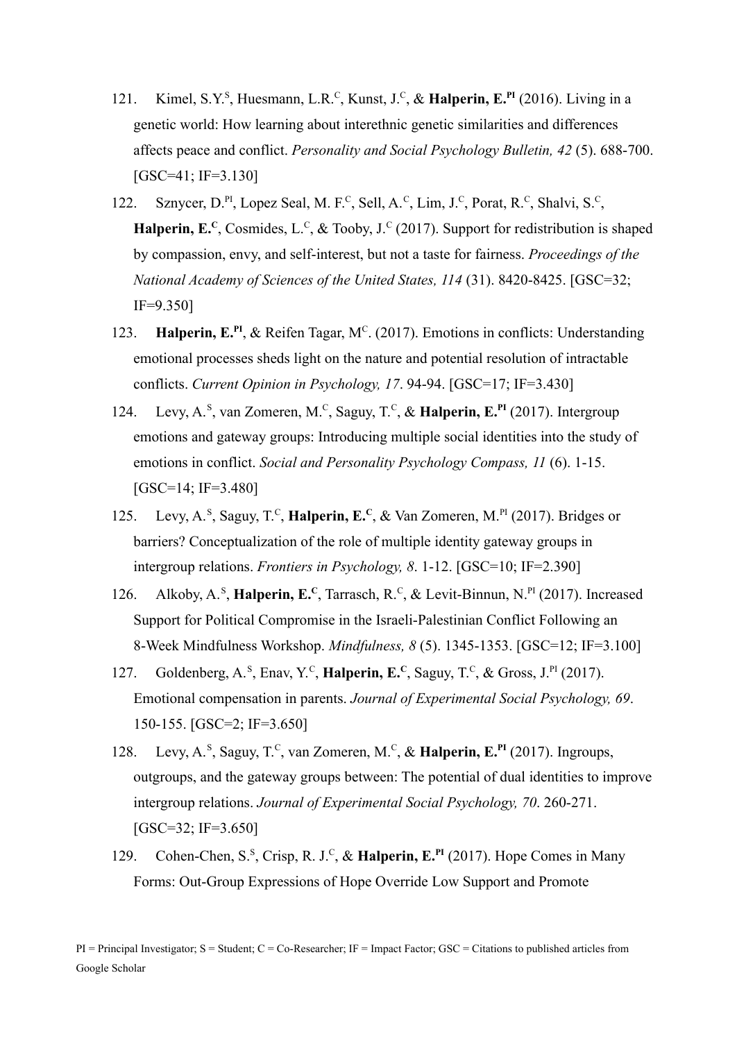121. Kimel, S.Y.[S], Huesmann, L.R.[C], Kunst, J.[C], & **Halperin, E.[PI]** (2016). Living in a genetic world: How learning about interethnic genetic similarities and differences affects peace and conflict. *Personality and Social Psychology Bulletin, 42* (5). 688-700. [GSC=41; IF=3.130]

122. Sznycer, D.[PI], Lopez Seal, M. F.[C], Sell, A.[C], Lim, J.[C], Porat, R.[C], Shalvi, S.[C], **Halperin, E.[C]**, Cosmides, L.[C], & Tooby, J.[C] (2017). Support for redistribution is shaped by compassion, envy, and self-interest, but not a taste for fairness. *Proceedings of the National Academy of Sciences of the United States, 114* (31). 8420-8425. [GSC=32; IF=9.350]

123. **Halperin, E.[PI]**, & Reifen Tagar, M[C]. (2017). Emotions in conflicts: Understanding emotional processes sheds light on the nature and potential resolution of intractable conflicts. *Current Opinion in Psychology, 17*. 94-94. [GSC=17; IF=3.430]

124. Levy, A.[S], van Zomeren, M.[C], Saguy, T.[C], & **Halperin, E.[PI]** (2017). Intergroup emotions and gateway groups: Introducing multiple social identities into the study of emotions in conflict. *Social and Personality Psychology Compass, 11* (6). 1-15. [GSC=14; IF=3.480]

125. Levy, A.[S], Saguy, T.[C], **Halperin, E.[C]**, & Van Zomeren, M.[PI] (2017). Bridges or barriers? Conceptualization of the role of multiple identity gateway groups in intergroup relations. *Frontiers in Psychology, 8*. 1-12. [GSC=10; IF=2.390]

126. Alkoby, A.[S], **Halperin, E.[C]**, Tarrasch, R.[C], & Levit-Binnun, N.[PI] (2017). Increased Support for Political Compromise in the Israeli-Palestinian Conflict Following an 8-Week Mindfulness Workshop. *Mindfulness, 8* (5). 1345-1353. [GSC=12; IF=3.100]

127. Goldenberg, A.[S], Enav, Y.[C], **Halperin, E.[C]**, Saguy, T.[C], & Gross, J.[PI] (2017). Emotional compensation in parents. *Journal of Experimental Social Psychology, 69*. 150-155. [GSC=2; IF=3.650]

128. Levy, A.[S], Saguy, T.[C], van Zomeren, M.[C], & **Halperin, E.[PI]** (2017). Ingroups, outgroups, and the gateway groups between: The potential of dual identities to improve intergroup relations. *Journal of Experimental Social Psychology, 70*. 260-271. [GSC=32; IF=3.650]

129. Cohen-Chen, S.[S], Crisp, R. J.[C], & **Halperin, E.[PI]** (2017). Hope Comes in Many Forms: Out-Group Expressions of Hope Override Low Support and Promote

PI = Principal Investigator; S = Student; C = Co-Researcher; IF = Impact Factor; GSC = Citations to published articles from Google Scholar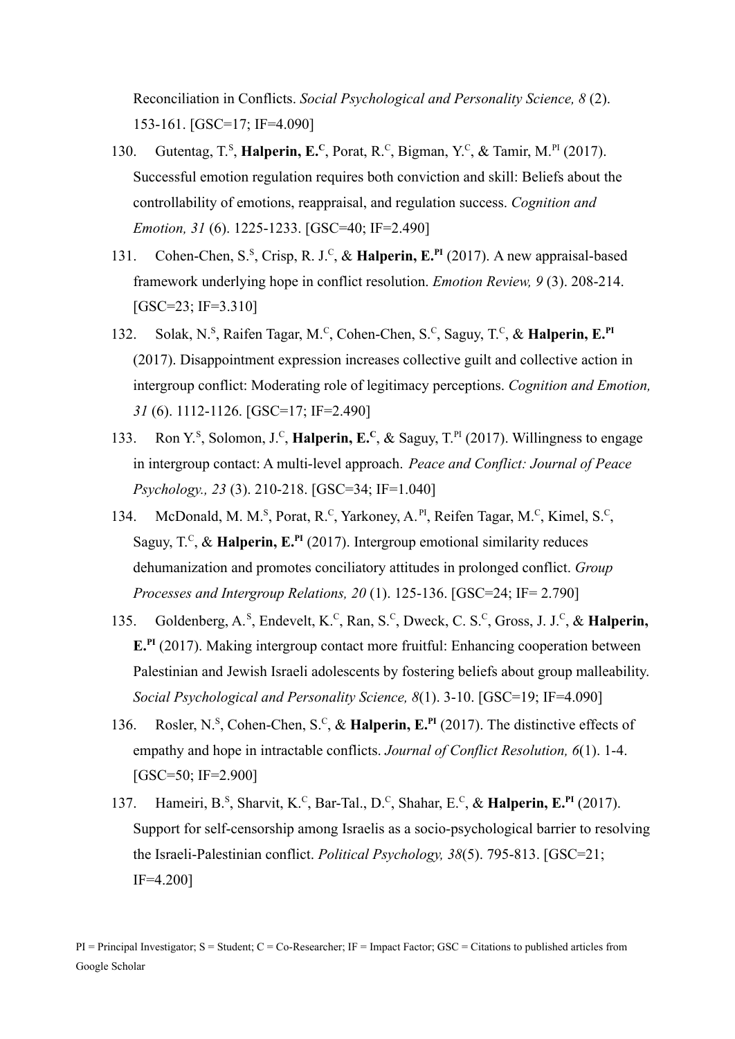Reconciliation in Conflicts. *Social Psychological and Personality Science, 8* (2). 153-161. [GSC=17; IF=4.090]

130. Gutentag, T.[S], **Halperin, E.[C]**, Porat, R.[C], Bigman, Y.[C], & Tamir, M.[PI] (2017). Successful emotion regulation requires both conviction and skill: Beliefs about the controllability of emotions, reappraisal, and regulation success. *Cognition and Emotion, 31* (6). 1225-1233. [GSC=40; IF=2.490]

131. Cohen-Chen, S.[S], Crisp, R. J.[C], & **Halperin, E.[PI]** (2017). A new appraisal-based framework underlying hope in conflict resolution. *Emotion Review, 9* (3). 208-214. [GSC=23; IF=3.310]

132. Solak, N.[S], Raifen Tagar, M.[C], Cohen-Chen, S.[C], Saguy, T.[C], & **Halperin, E.[PI]** (2017). Disappointment expression increases collective guilt and collective action in intergroup conflict: Moderating role of legitimacy perceptions. *Cognition and Emotion, 31* (6). 1112-1126. [GSC=17; IF=2.490]

133. Ron Y.[S], Solomon, J.[C], **Halperin, E.[C]**, & Saguy, T.[PI] (2017). Willingness to engage in intergroup contact: A multi-level approach. *Peace and Conflict: Journal of Peace Psychology., 23* (3). 210-218. [GSC=34; IF=1.040]

134. McDonald, M. M.[S], Porat, R.[C], Yarkoney, A.[PI], Reifen Tagar, M.[C], Kimel, S.[C], Saguy, T.[C], & **Halperin, E.[PI]** (2017). Intergroup emotional similarity reduces dehumanization and promotes conciliatory attitudes in prolonged conflict. *Group Processes and Intergroup Relations, 20* (1). 125-136. [GSC=24; IF= 2.790]

135. Goldenberg, A.[S], Endevelt, K.[C], Ran, S.[C], Dweck, C. S.[C], Gross, J. J.[C], & **Halperin, E.[PI]** (2017). Making intergroup contact more fruitful: Enhancing cooperation between Palestinian and Jewish Israeli adolescents by fostering beliefs about group malleability. *Social Psychological and Personality Science, 8*(1). 3-10. [GSC=19; IF=4.090]

136. Rosler, N.[S], Cohen-Chen, S.[C], & **Halperin, E.[PI]** (2017). The distinctive effects of empathy and hope in intractable conflicts. *Journal of Conflict Resolution, 6*(1). 1-4. [GSC=50; IF=2.900]

137. Hameiri, B.[S], Sharvit, K.[C], Bar-Tal., D.[C], Shahar, E.[C], & **Halperin, E.[PI]** (2017). Support for self-censorship among Israelis as a socio-psychological barrier to resolving the Israeli-Palestinian conflict. *Political Psychology, 38*(5). 795-813. [GSC=21; IF=4.200]

PI = Principal Investigator; S = Student; C = Co-Researcher; IF = Impact Factor; GSC = Citations to published articles from Google Scholar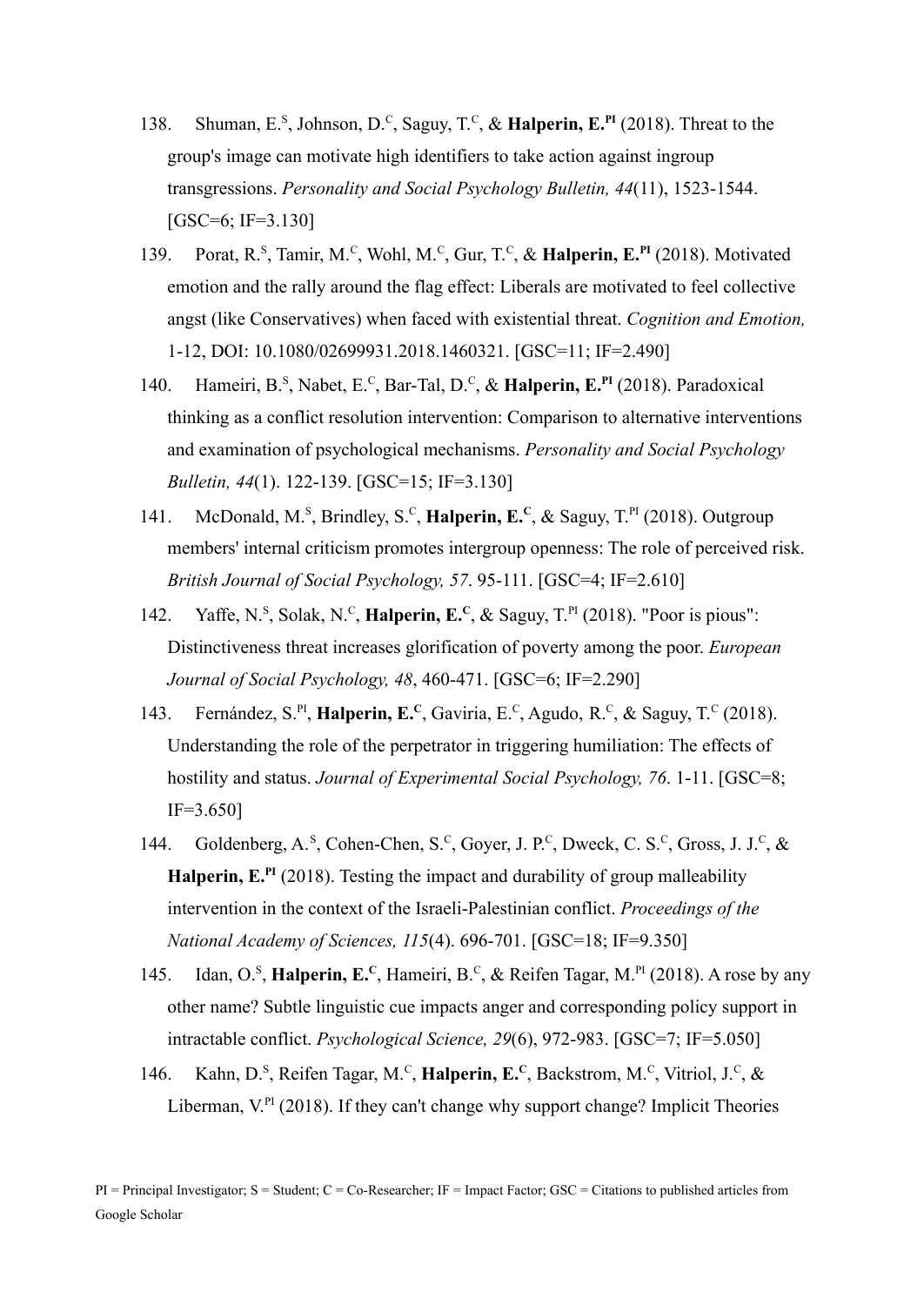138. Shuman, E.[S], Johnson, D.[C], Saguy, T.[C], & **Halperin, E.[PI]** (2018). Threat to the group's image can motivate high identifiers to take action against ingroup transgressions. *Personality and Social Psychology Bulletin, 44*(11), 1523-1544. [GSC=6; IF=3.130]

139. Porat, R.[S], Tamir, M.[C], Wohl, M.[C], Gur, T.[C], & **Halperin, E.[PI]** (2018). Motivated emotion and the rally around the flag effect: Liberals are motivated to feel collective angst (like Conservatives) when faced with existential threat. *Cognition and Emotion,* 1-12, DOI: 10.1080/02699931.2018.1460321. [GSC=11; IF=2.490]

140. Hameiri, B.[S], Nabet, E.[C], Bar-Tal, D.[C], & **Halperin, E.[PI]** (2018). Paradoxical thinking as a conflict resolution intervention: Comparison to alternative interventions and examination of psychological mechanisms. *Personality and Social Psychology Bulletin, 44*(1). 122-139. [GSC=15; IF=3.130]

141. McDonald, M.[S], Brindley, S.[C], **Halperin, E.[C]**, & Saguy, T.[PI] (2018). Outgroup members' internal criticism promotes intergroup openness: The role of perceived risk. *British Journal of Social Psychology, 57*. 95-111. [GSC=4; IF=2.610]

142. Yaffe, N.[S], Solak, N.[C], **Halperin, E.[C]**, & Saguy, T.[PI] (2018). "Poor is pious": Distinctiveness threat increases glorification of poverty among the poor. *European Journal of Social Psychology, 48*, 460-471. [GSC=6; IF=2.290]

143. Fernández, S.[PI], **Halperin, E.[C]**, Gaviria, E.[C], Agudo, R.[C], & Saguy, T.[C] (2018). Understanding the role of the perpetrator in triggering humiliation: The effects of hostility and status. *Journal of Experimental Social Psychology, 76*. 1-11. [GSC=8; IF=3.650]

144. Goldenberg, A.[S], Cohen-Chen, S.[C], Goyer, J. P.[C], Dweck, C. S.[C], Gross, J. J.[C], & **Halperin, E.[PI]** (2018). Testing the impact and durability of group malleability intervention in the context of the Israeli-Palestinian conflict. *Proceedings of the National Academy of Sciences, 115*(4). 696-701. [GSC=18; IF=9.350]

145. Idan, O.[S], **Halperin, E.[C]**, Hameiri, B.[C], & Reifen Tagar, M.[PI] (2018). A rose by any other name? Subtle linguistic cue impacts anger and corresponding policy support in intractable conflict. *Psychological Science, 29*(6), 972-983. [GSC=7; IF=5.050]

146. Kahn, D.[S], Reifen Tagar, M.[C], **Halperin, E.[C]**, Backstrom, M.[C], Vitriol, J.[C], & Liberman, V.[PI] (2018). If they can't change why support change? Implicit Theories

PI = Principal Investigator; S = Student; C = Co-Researcher; IF = Impact Factor; GSC = Citations to published articles from Google Scholar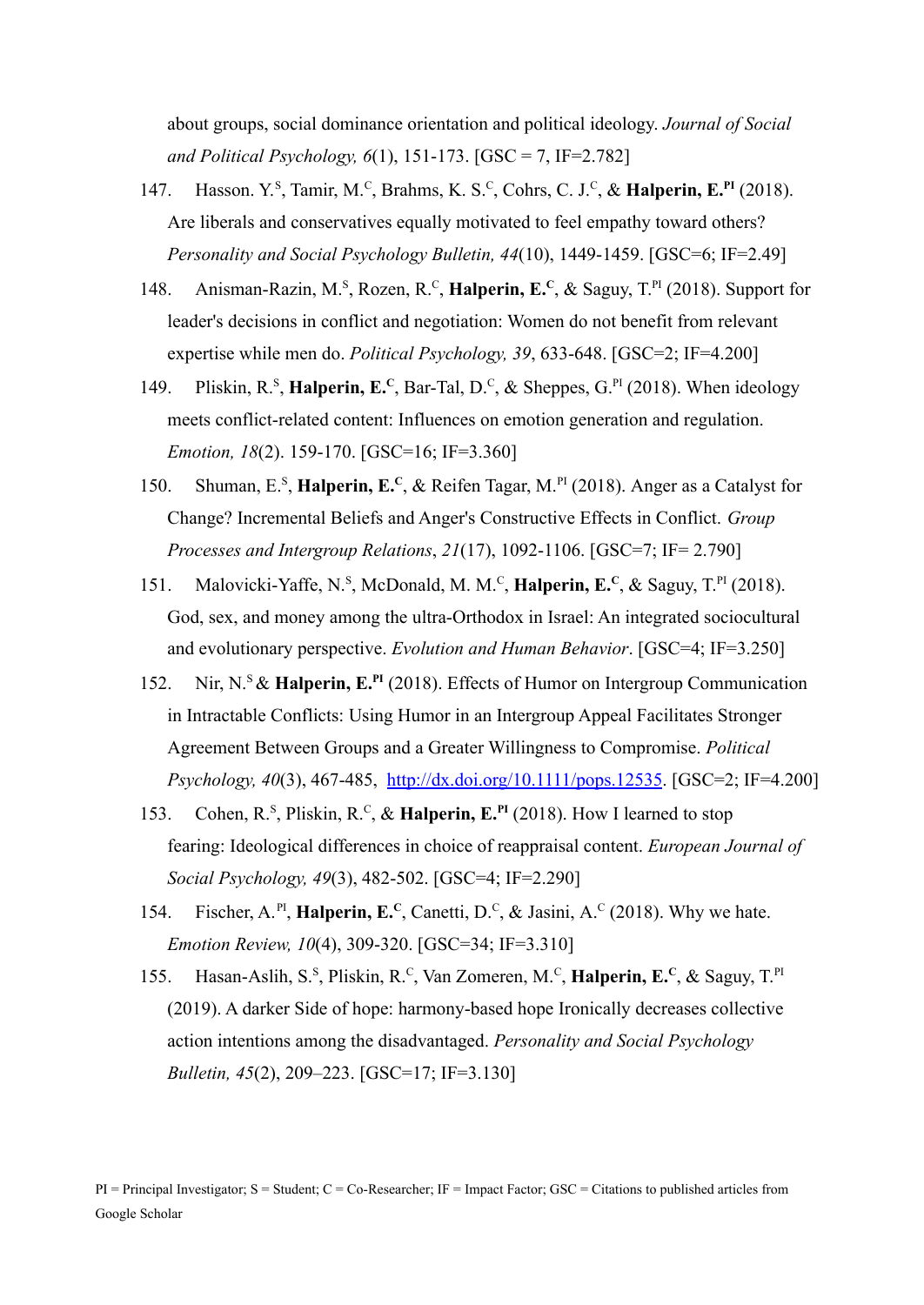about groups, social dominance orientation and political ideology. *Journal of Social and Political Psychology, 6*(1), 151-173. [GSC = 7, IF=2.782]

147. Hasson. Y.[S], Tamir, M.[C], Brahms, K. S.[C], Cohrs, C. J.[C], & **Halperin, E.[PI]** (2018). Are liberals and conservatives equally motivated to feel empathy toward others? *Personality and Social Psychology Bulletin, 44*(10), 1449-1459. [GSC=6; IF=2.49]

148. Anisman-Razin, M.[S], Rozen, R.[C], **Halperin, E.[C]**, & Saguy, T.[PI] (2018). Support for leader's decisions in conflict and negotiation: Women do not benefit from relevant expertise while men do. *Political Psychology, 39*, 633-648. [GSC=2; IF=4.200]

149. Pliskin, R.[S], **Halperin, E.[C]**, Bar-Tal, D.[C], & Sheppes, G.[PI] (2018). When ideology meets conflict-related content: Influences on emotion generation and regulation. *Emotion, 18*(2). 159-170. [GSC=16; IF=3.360]

150. Shuman, E.[S], **Halperin, E.[C]**, & Reifen Tagar, M.[PI] (2018). Anger as a Catalyst for Change? Incremental Beliefs and Anger's Constructive Effects in Conflict. *Group Processes and Intergroup Relations*, *21*(17), 1092-1106. [GSC=7; IF= 2.790]

151. Malovicki-Yaffe, N.[S], McDonald, M. M.[C], **Halperin, E.[C]**, & Saguy, T.[PI] (2018). God, sex, and money among the ultra-Orthodox in Israel: An integrated sociocultural and evolutionary perspective. *Evolution and Human Behavior*. [GSC=4; IF=3.250]

152. Nir, N.[S] & **Halperin, E.[PI]** (2018). Effects of Humor on Intergroup Communication in Intractable Conflicts: Using Humor in an Intergroup Appeal Facilitates Stronger Agreement Between Groups and a Greater Willingness to Compromise. *Political Psychology, 40*(3), 467-485, http://dx.doi.org/10.1111/pops.12535. [GSC=2; IF=4.200]

153. Cohen, R.[S], Pliskin, R.[C], & **Halperin, E.[PI]** (2018). How I learned to stop fearing: Ideological differences in choice of reappraisal content. *European Journal of Social Psychology, 49*(3), 482-502. [GSC=4; IF=2.290]

154. Fischer, A.[PI], **Halperin, E.[C]**, Canetti, D.[C], & Jasini, A.[C] (2018). Why we hate. *Emotion Review, 10*(4), 309-320. [GSC=34; IF=3.310]

155. Hasan-Aslih, S.[S], Pliskin, R.[C], Van Zomeren, M.[C], **Halperin, E.[C]**, & Saguy, T.[PI] (2019). A darker Side of hope: harmony-based hope Ironically decreases collective action intentions among the disadvantaged. *Personality and Social Psychology Bulletin, 45*(2), 209–223. [GSC=17; IF=3.130]

PI = Principal Investigator; S = Student; C = Co-Researcher; IF = Impact Factor; GSC = Citations to published articles from Google Scholar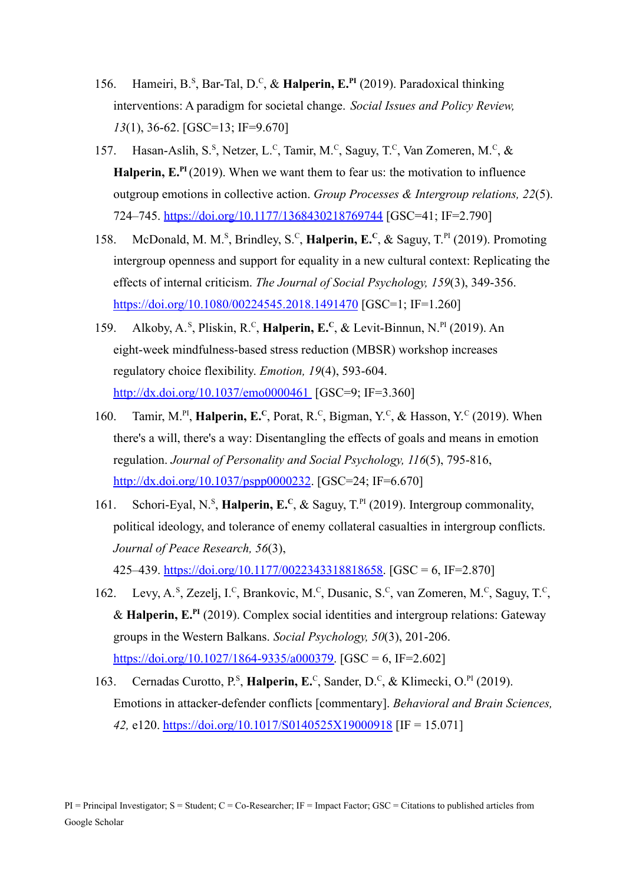156. Hameiri, B.[S], Bar-Tal, D.[C], & **Halperin, E.[PI]** (2019). Paradoxical thinking interventions: A paradigm for societal change. *Social Issues and Policy Review, 13*(1), 36-62. [GSC=13; IF=9.670]

157. Hasan-Aslih, S.[S], Netzer, L.[C], Tamir, M.[C], Saguy, T.[C], Van Zomeren, M.[C], & **Halperin, E.[PI]** (2019). When we want them to fear us: the motivation to influence outgroup emotions in collective action. *Group Processes & Intergroup relations, 22*(5). 724–745. https://doi.org/10.1177/1368430218769744 [GSC=41; IF=2.790]

158. McDonald, M. M.[S], Brindley, S.[C], **Halperin, E.[C]**, & Saguy, T.[PI] (2019). Promoting intergroup openness and support for equality in a new cultural context: Replicating the effects of internal criticism. *The Journal of Social Psychology, 159*(3), 349-356. https://doi.org/10.1080/00224545.2018.1491470 [GSC=1; IF=1.260]

159. Alkoby, A.[S], Pliskin, R.[C], **Halperin, E.[C]**, & Levit-Binnun, N.[PI] (2019). An eight-week mindfulness-based stress reduction (MBSR) workshop increases regulatory choice flexibility. *Emotion, 19*(4), 593-604. http://dx.doi.org/10.1037/emo0000461 [GSC=9; IF=3.360]

160. Tamir, M.[PI], **Halperin, E.[C]**, Porat, R.[C], Bigman, Y.[C], & Hasson, Y.[C] (2019). When there's a will, there's a way: Disentangling the effects of goals and means in emotion regulation. *Journal of Personality and Social Psychology, 116*(5), 795-816, http://dx.doi.org/10.1037/pspp0000232. [GSC=24; IF=6.670]

161. Schori-Eyal, N.[S], **Halperin, E.[C]**, & Saguy, T.[PI] (2019). Intergroup commonality, political ideology, and tolerance of enemy collateral casualties in intergroup conflicts. *Journal of Peace Research, 56*(3), 425–439. https://doi.org/10.1177/0022343318818658. [GSC = 6, IF=2.870]

162. Levy, A.[S], Zezelj, I.[C], Brankovic, M.[C], Dusanic, S.[C], van Zomeren, M.[C], Saguy, T.[C], & **Halperin, E.[PI]** (2019). Complex social identities and intergroup relations: Gateway groups in the Western Balkans. *Social Psychology, 50*(3), 201-206. https://doi.org/10.1027/1864-9335/a000379. [GSC = 6, IF=2.602]

163. Cernadas Curotto, P.[S], **Halperin, E.[C]**, Sander, D.[C], & Klimecki, O.[PI] (2019). Emotions in attacker-defender conflicts [commentary]. *Behavioral and Brain Sciences, 42,* e120. https://doi.org/10.1017/S0140525X19000918 [IF = 15.071]

PI = Principal Investigator; S = Student; C = Co-Researcher; IF = Impact Factor; GSC = Citations to published articles from Google Scholar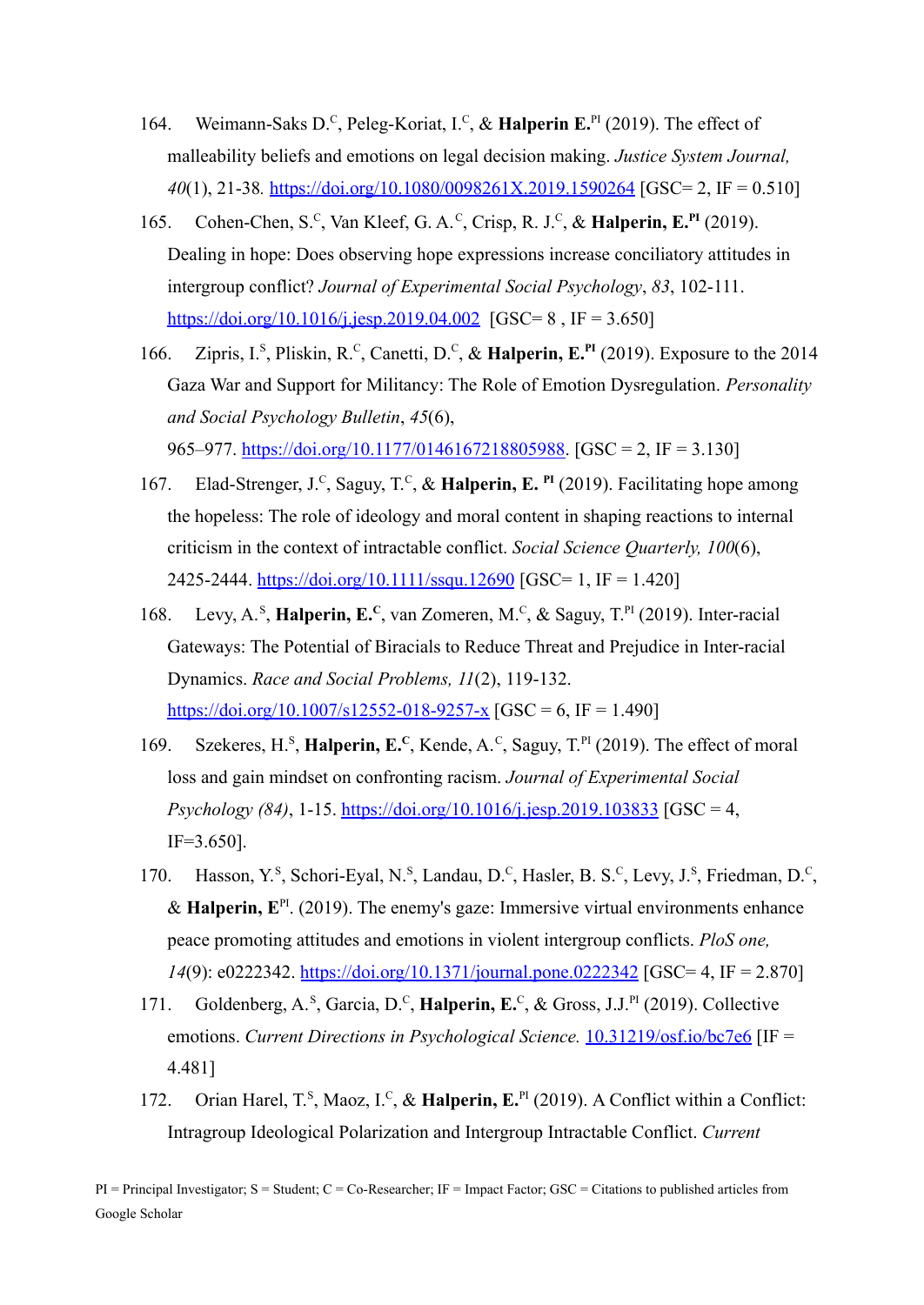164. Weimann-Saks D.[C], Peleg-Koriat, I.[C], & **Halperin E.**[PI] (2019). The effect of malleability beliefs and emotions on legal decision making. *Justice System Journal, 40*(1), 21-38. https://doi.org/10.1080/0098261X.2019.1590264 [GSC= 2, IF = 0.510]

165. Cohen-Chen, S.[C], Van Kleef, G. A.[C], Crisp, R. J.[C], & **Halperin, E.[PI]** (2019). Dealing in hope: Does observing hope expressions increase conciliatory attitudes in intergroup conflict? *Journal of Experimental Social Psychology*, *83*, 102-111. https://doi.org/10.1016/j.jesp.2019.04.002 [GSC= 8 , IF = 3.650]

166. Zipris, I.[S], Pliskin, R.[C], Canetti, D.[C], & **Halperin, E.[PI]** (2019). Exposure to the 2014 Gaza War and Support for Militancy: The Role of Emotion Dysregulation. *Personality and Social Psychology Bulletin*, *45*(6), 965–977. https://doi.org/10.1177/0146167218805988. [GSC = 2, IF = 3.130]

167. Elad-Strenger, J.[C], Saguy, T.[C], & **Halperin, E. [PI]** (2019). Facilitating hope among the hopeless: The role of ideology and moral content in shaping reactions to internal criticism in the context of intractable conflict. *Social Science Quarterly, 100*(6), 2425-2444. https://doi.org/10.1111/ssqu.12690 [GSC= 1, IF = 1.420]

168. Levy, A.[S], **Halperin, E.[C]**, van Zomeren, M.[C], & Saguy, T.[PI] (2019). Inter-racial Gateways: The Potential of Biracials to Reduce Threat and Prejudice in Inter-racial Dynamics. *Race and Social Problems, 11*(2), 119-132. https://doi.org/10.1007/s12552-018-9257-x [GSC = 6, IF = 1.490]

169. Szekeres, H.[S], **Halperin, E.[C]**, Kende, A.[C], Saguy, T.[PI] (2019). The effect of moral loss and gain mindset on confronting racism. *Journal of Experimental Social Psychology (84)*, 1-15. https://doi.org/10.1016/j.jesp.2019.103833 [GSC = 4, IF=3.650].

170. Hasson, Y.[S], Schori-Eyal, N.[S], Landau, D.[C], Hasler, B. S.[C], Levy, J.[S], Friedman, D.[C], & **Halperin, E**[PI]. (2019). The enemy's gaze: Immersive virtual environments enhance peace promoting attitudes and emotions in violent intergroup conflicts. *PloS one, 14*(9): e0222342. https://doi.org/10.1371/journal.pone.0222342 [GSC= 4, IF = 2.870]

171. Goldenberg, A.[S], Garcia, D.[C], **Halperin, E.**[C], & Gross, J.J.[PI] (2019). Collective emotions. *Current Directions in Psychological Science.* 10.31219/osf.io/bc7e6 [IF = 4.481]

172. Orian Harel, T.[S], Maoz, I.[C], & **Halperin, E.**[PI] (2019). A Conflict within a Conflict: Intragroup Ideological Polarization and Intergroup Intractable Conflict. *Current*

PI = Principal Investigator; S = Student; C = Co-Researcher; IF = Impact Factor; GSC = Citations to published articles from Google Scholar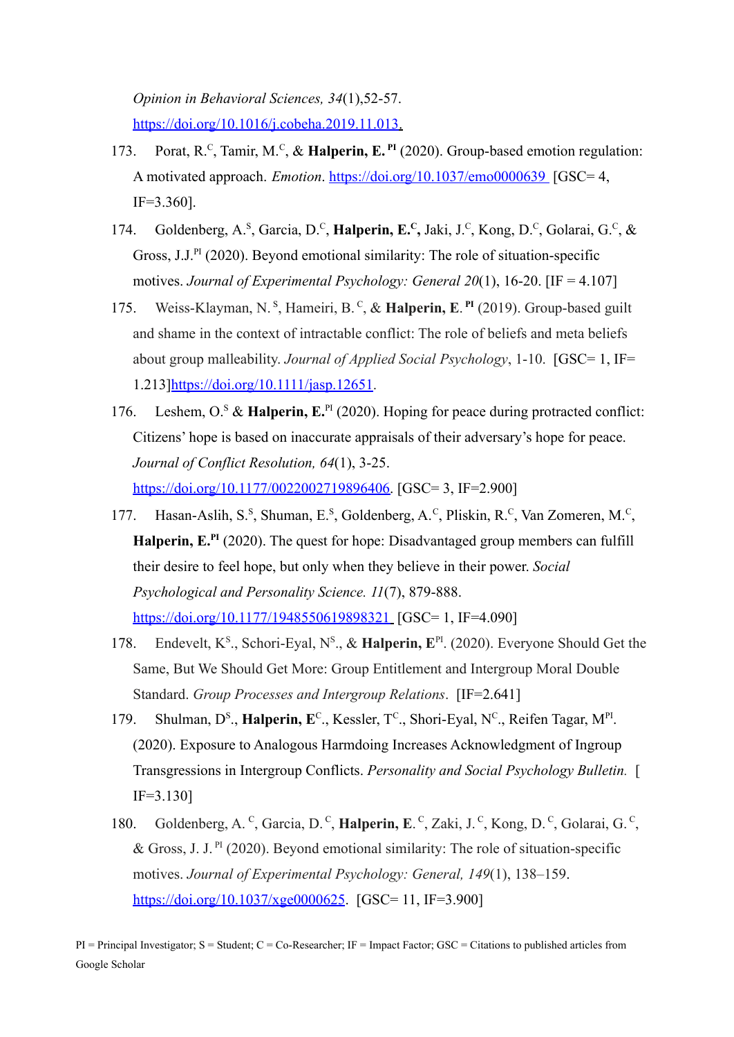*Opinion in Behavioral Sciences, 34*(1),52-57. https://doi.org/10.1016/j.cobeha.2019.11.013.

173. Porat, R.[C], Tamir, M.[C], & **Halperin, E.** [PI] (2020). Group-based emotion regulation: A motivated approach. *Emotion*. https://doi.org/10.1037/emo0000639 [GSC= 4, IF=3.360].

174. Goldenberg, A.[S], Garcia, D.[C], **Halperin, E.[C],** Jaki, J.[C], Kong, D.[C], Golarai, G.[C], & Gross, J.J.[PI] (2020). Beyond emotional similarity: The role of situation-specific motives. *Journal of Experimental Psychology: General 20*(1), 16-20. [IF = 4.107]

175. Weiss-Klayman, N. [S], Hameiri, B. [C], & **Halperin, E.** [PI] (2019). Group-based guilt and shame in the context of intractable conflict: The role of beliefs and meta beliefs about group malleability. *Journal of Applied Social Psychology*, 1-10. [GSC= 1, IF= 1.213]https://doi.org/10.1111/jasp.12651.

176. Leshem, O.[S] & **Halperin, E.**[PI] (2020). Hoping for peace during protracted conflict: Citizens' hope is based on inaccurate appraisals of their adversary's hope for peace. *Journal of Conflict Resolution, 64*(1), 3-25. https://doi.org/10.1177/0022002719896406. [GSC= 3, IF=2.900]

177. Hasan-Aslih, S.[S], Shuman, E.[S], Goldenberg, A.[C], Pliskin, R.[C], Van Zomeren, M.[C], **Halperin, E.**[PI] (2020). The quest for hope: Disadvantaged group members can fulfill their desire to feel hope, but only when they believe in their power. *Social Psychological and Personality Science. 11*(7), 879-888. https://doi.org/10.1177/1948550619898321 [GSC= 1, IF=4.090]

178. Endevelt, K[S]., Schori-Eyal, N[S]., & **Halperin, E**[PI]. (2020). Everyone Should Get the Same, But We Should Get More: Group Entitlement and Intergroup Moral Double Standard. *Group Processes and Intergroup Relations*. [IF=2.641]

179. Shulman, D[S]., **Halperin, E**[C]., Kessler, T[C]., Shori-Eyal, N[C]., Reifen Tagar, M[PI]. (2020). Exposure to Analogous Harmdoing Increases Acknowledgment of Ingroup Transgressions in Intergroup Conflicts. *Personality and Social Psychology Bulletin.* [ IF=3.130]

180. Goldenberg, A. [C], Garcia, D. [C], **Halperin, E.** [C], Zaki, J. [C], Kong, D. [C], Golarai, G. [C], & Gross, J. J. [PI] (2020). Beyond emotional similarity: The role of situation-specific motives. *Journal of Experimental Psychology: General, 149*(1), 138–159. https://doi.org/10.1037/xge0000625. [GSC= 11, IF=3.900]

PI = Principal Investigator; S = Student; C = Co-Researcher; IF = Impact Factor; GSC = Citations to published articles from Google Scholar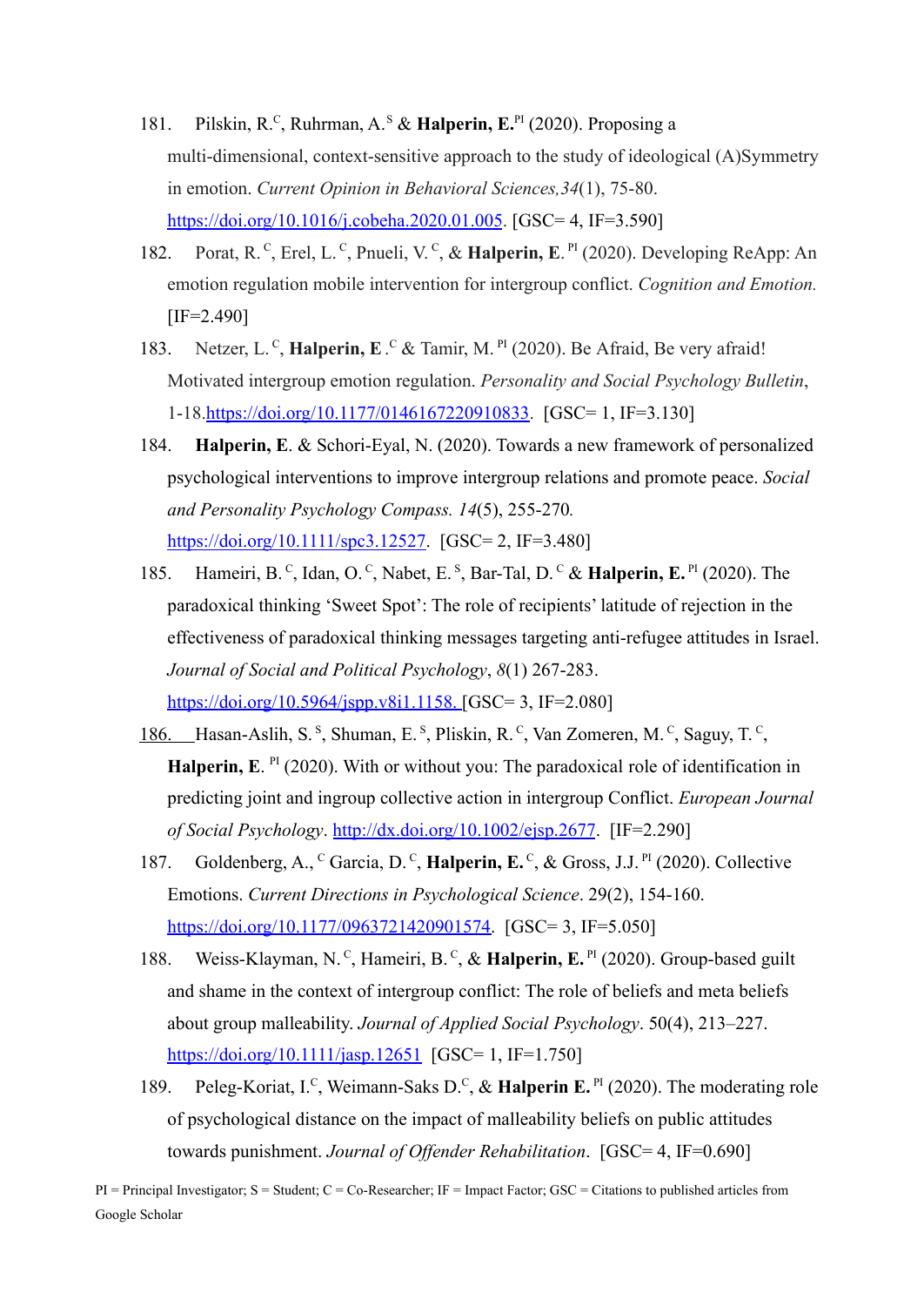181. Pilskin, R.[C], Ruhrman, A.[S] & **Halperin, E.**[PI] (2020). Proposing a multi-dimensional, context-sensitive approach to the study of ideological (A)Symmetry in emotion. *Current Opinion in Behavioral Sciences,34*(1), 75-80. https://doi.org/10.1016/j.cobeha.2020.01.005. [GSC= 4, IF=3.590]

182. Porat, R.[C], Erel, L.[C], Pnueli, V.[C], & **Halperin, E**.[PI] (2020). Developing ReApp: An emotion regulation mobile intervention for intergroup conflict. *Cognition and Emotion.* [IF=2.490]

183. Netzer, L.[C], **Halperin, E**.[C] & Tamir, M.[PI] (2020). Be Afraid, Be very afraid! Motivated intergroup emotion regulation. *Personality and Social Psychology Bulletin*, 1-18.https://doi.org/10.1177/0146167220910833. [GSC= 1, IF=3.130]

184. **Halperin, E**. & Schori-Eyal, N. (2020). Towards a new framework of personalized psychological interventions to improve intergroup relations and promote peace. *Social and Personality Psychology Compass. 14*(5), 255-270. https://doi.org/10.1111/spc3.12527. [GSC= 2, IF=3.480]

185. Hameiri, B.[C], Idan, O.[C], Nabet, E.[S], Bar-Tal, D.[C] & **Halperin, E.**[PI] (2020). The paradoxical thinking 'Sweet Spot': The role of recipients' latitude of rejection in the effectiveness of paradoxical thinking messages targeting anti-refugee attitudes in Israel. *Journal of Social and Political Psychology*, *8*(1) 267-283. https://doi.org/10.5964/jspp.v8i1.1158. [GSC= 3, IF=2.080]

186. Hasan-Aslih, S.[S], Shuman, E.[S], Pliskin, R.[C], Van Zomeren, M.[C], Saguy, T.[C], **Halperin, E**.[PI] (2020). With or without you: The paradoxical role of identification in predicting joint and ingroup collective action in intergroup Conflict. *European Journal of Social Psychology*. http://dx.doi.org/10.1002/ejsp.2677. [IF=2.290]

187. Goldenberg, A.,[C] Garcia, D.[C], **Halperin, E.**[C], & Gross, J.J.[PI] (2020). Collective Emotions. *Current Directions in Psychological Science*. 29(2), 154-160. https://doi.org/10.1177/0963721420901574. [GSC= 3, IF=5.050]

188. Weiss-Klayman, N.[C], Hameiri, B.[C], & **Halperin, E.**[PI] (2020). Group-based guilt and shame in the context of intergroup conflict: The role of beliefs and meta beliefs about group malleability. *Journal of Applied Social Psychology*. 50(4), 213–227. https://doi.org/10.1111/jasp.12651 [GSC= 1, IF=1.750]

189. Peleg-Koriat, I.[C], Weimann-Saks D.[C], & **Halperin E.**[PI] (2020). The moderating role of psychological distance on the impact of malleability beliefs on public attitudes towards punishment. *Journal of Offender Rehabilitation*. [GSC= 4, IF=0.690]

PI = Principal Investigator; S = Student; C = Co-Researcher; IF = Impact Factor; GSC = Citations to published articles from Google Scholar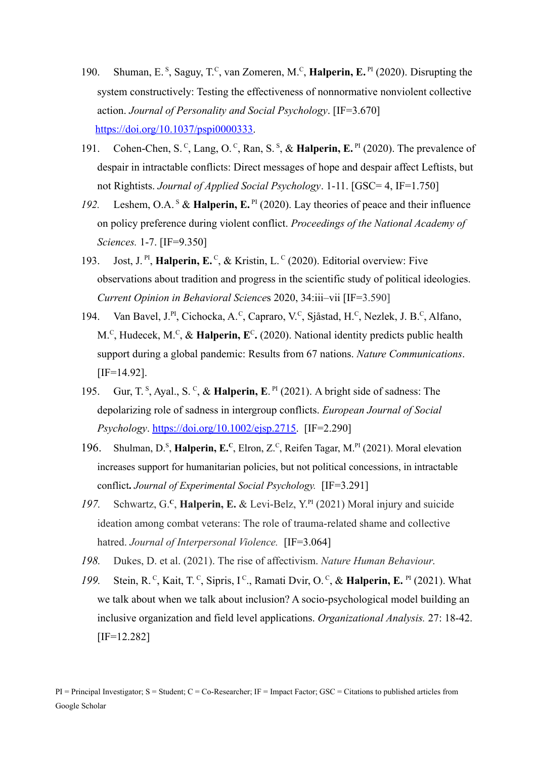190. Shuman, E. [S], Saguy, T.[C], van Zomeren, M.[C], **Halperin, E.** [PI] (2020). Disrupting the system constructively: Testing the effectiveness of nonnormative nonviolent collective action. *Journal of Personality and Social Psychology*. [IF=3.670] https://doi.org/10.1037/pspi0000333.

191. Cohen-Chen, S. [C], Lang, O. [C], Ran, S. [S], & **Halperin, E.** [PI] (2020). The prevalence of despair in intractable conflicts: Direct messages of hope and despair affect Leftists, but not Rightists. *Journal of Applied Social Psychology*. 1-11. [GSC= 4, IF=1.750]

*192.* Leshem, O.A. [S] & **Halperin, E.** [PI] (2020). Lay theories of peace and their influence on policy preference during violent conflict. *Proceedings of the National Academy of Sciences.* 1-7. [IF=9.350]

193. Jost, J. [PI], **Halperin, E.** [C], & Kristin, L. [C] (2020). Editorial overview: Five observations about tradition and progress in the scientific study of political ideologies. *Current Opinion in Behavioral Sciences* 2020, 34:iii–vii [IF=3.590]

194. Van Bavel, J.[PI], Cichocka, A.[C], Capraro, V.[C], Sjåstad, H.[C], Nezlek, J. B.[C], Alfano, M.[C], Hudecek, M.[C], & **Halperin, E**[C]**.** (2020). National identity predicts public health support during a global pandemic: Results from 67 nations. *Nature Communications*. [IF=14.92].

195. Gur, T. [S], Ayal., S. [C], & **Halperin, E**. [PI] (2021). A bright side of sadness: The depolarizing role of sadness in intergroup conflicts. *European Journal of Social Psychology*. https://doi.org/10.1002/ejsp.2715. [IF=2.290]

196. Shulman, D.[S], **Halperin, E.[C]**, Elron, Z.[C], Reifen Tagar, M.[PI] (2021). Moral elevation increases support for humanitarian policies, but not political concessions, in intractable conflict**.** *Journal of Experimental Social Psychology.* [IF=3.291]

*197.* Schwartz, G.**[c]**, **Halperin, E.** & Levi-Belz, Y.[PI] (2021) Moral injury and suicide ideation among combat veterans: The role of trauma-related shame and collective hatred. *Journal of Interpersonal Violence.* [IF=3.064]

*198.* Dukes, D. et al. (2021). The rise of affectivism. *Nature Human Behaviour.*

*199.* Stein, R. [C], Kait, T. [C], Sipris, I [C]., Ramati Dvir, O. [C], & **Halperin, E.** [PI] (2021). What we talk about when we talk about inclusion? A socio-psychological model building an inclusive organization and field level applications. *Organizational Analysis.* 27: 18-42. [IF=12.282]

PI = Principal Investigator; S = Student; C = Co-Researcher; IF = Impact Factor; GSC = Citations to published articles from Google Scholar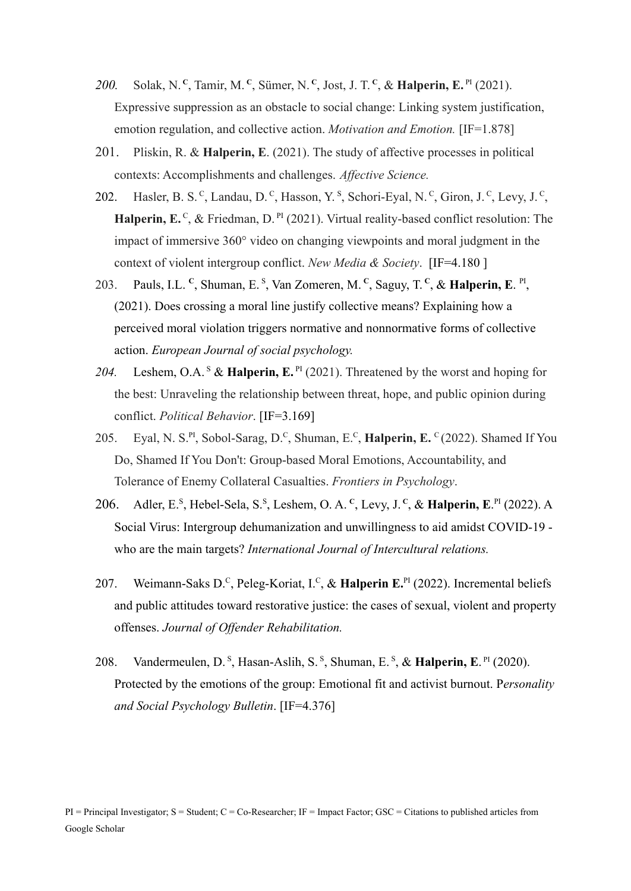200. Solak, N. [C], Tamir, M. [C], Sümer, N. [C], Jost, J. T. [C], & **Halperin, E.** [PI] (2021). Expressive suppression as an obstacle to social change: Linking system justification, emotion regulation, and collective action. *Motivation and Emotion.* [IF=1.878]

201. Pliskin, R. & **Halperin, E**. (2021). The study of affective processes in political contexts: Accomplishments and challenges. *Affective Science.*

202. Hasler, B. S. [C], Landau, D. [C], Hasson, Y. [S], Schori-Eyal, N. [C], Giron, J. [C], Levy, J. [C], **Halperin, E.** [C], & Friedman, D. [PI] (2021). Virtual reality-based conflict resolution: The impact of immersive 360° video on changing viewpoints and moral judgment in the context of violent intergroup conflict. *New Media & Society*. [IF=4.180 ]

203. Pauls, I.L. [C], Shuman, E. [S], Van Zomeren, M. [C], Saguy, T. [C], & **Halperin, E**. [PI], (2021). Does crossing a moral line justify collective means? Explaining how a perceived moral violation triggers normative and nonnormative forms of collective action. *European Journal of social psychology.*

204. Leshem, O.A. [S] & **Halperin, E.** [PI] (2021). Threatened by the worst and hoping for the best: Unraveling the relationship between threat, hope, and public opinion during conflict. *Political Behavior*. [IF=3.169]

205. Eyal, N. S.[PI], Sobol-Sarag, D.[C], Shuman, E.[C], **Halperin, E.** [C] (2022). Shamed If You Do, Shamed If You Don't: Group-based Moral Emotions, Accountability, and Tolerance of Enemy Collateral Casualties. *Frontiers in Psychology*.

206. Adler, E.[S], Hebel-Sela, S.[S], Leshem, O. A. [C], Levy, J. [C], & **Halperin, E**.[PI] (2022). A Social Virus: Intergroup dehumanization and unwillingness to aid amidst COVID-19 - who are the main targets? *International Journal of Intercultural relations.*

207. Weimann-Saks D.[C], Peleg-Koriat, I.[C], & **Halperin E.**[PI] (2022). Incremental beliefs and public attitudes toward restorative justice: the cases of sexual, violent and property offenses. *Journal of Offender Rehabilitation.*

208. Vandermeulen, D. [S], Hasan-Aslih, S. [S], Shuman, E. [S], & **Halperin, E**. [PI] (2020). Protected by the emotions of the group: Emotional fit and activist burnout. P*ersonality and Social Psychology Bulletin*. [IF=4.376]

PI = Principal Investigator; S = Student; C = Co-Researcher; IF = Impact Factor; GSC = Citations to published articles from Google Scholar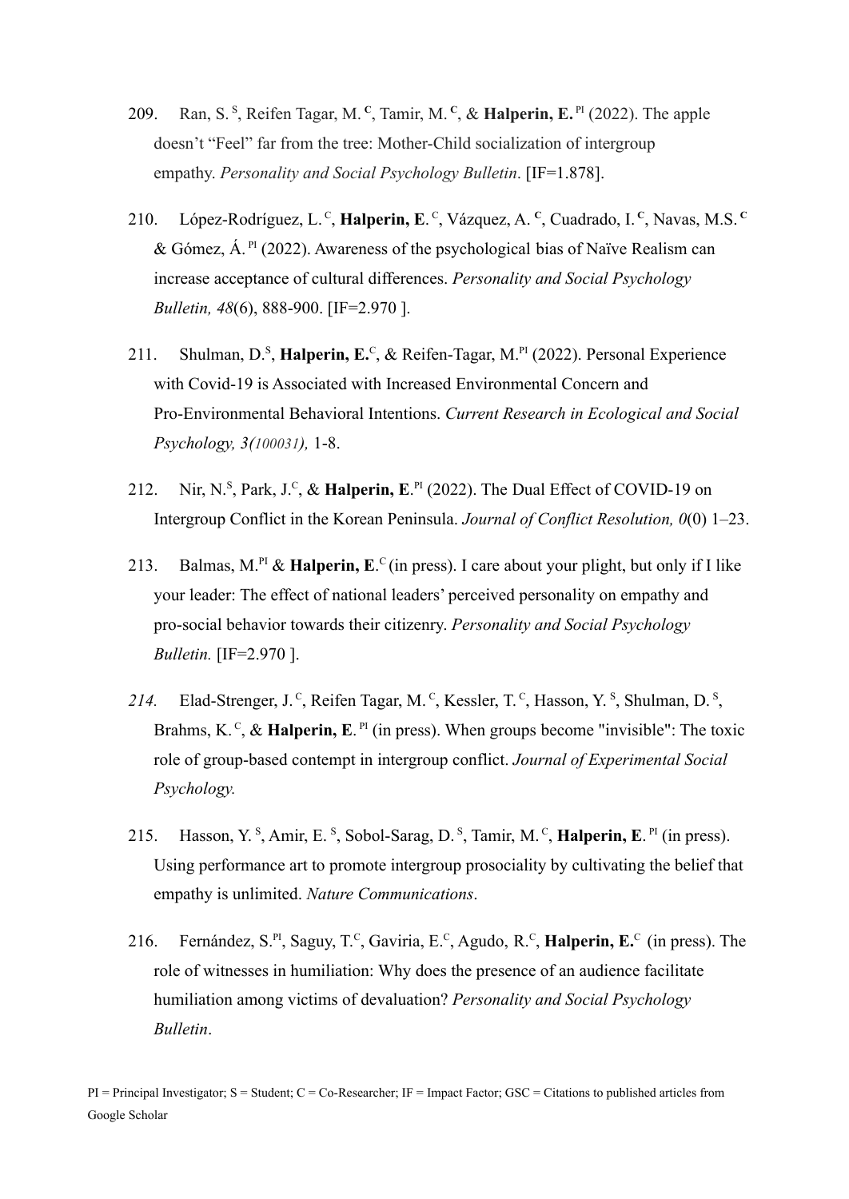209. Ran, S. [S], Reifen Tagar, M. [C], Tamir, M. [C], & **Halperin, E.** [PI] (2022). The apple doesn't "Feel" far from the tree: Mother-Child socialization of intergroup empathy. *Personality and Social Psychology Bulletin*. [IF=1.878].

210. López-Rodríguez, L. [C], **Halperin, E**. [C], Vázquez, A. [C], Cuadrado, I. [C], Navas, M.S. [C] & Gómez, Á. [PI] (2022). Awareness of the psychological bias of Naïve Realism can increase acceptance of cultural differences. *Personality and Social Psychology Bulletin, 48*(6), 888-900. [IF=2.970 ].

211. Shulman, D.[S], **Halperin, E.**[C], & Reifen-Tagar, M.[PI] (2022). Personal Experience with Covid-19 is Associated with Increased Environmental Concern and Pro-Environmental Behavioral Intentions. *Current Research in Ecological and Social Psychology, 3(100031),* 1-8.

212. Nir, N.[S], Park, J.[C], & **Halperin, E**.[PI] (2022). The Dual Effect of COVID-19 on Intergroup Conflict in the Korean Peninsula. *Journal of Conflict Resolution, 0*(0) 1–23.

213. Balmas, M.[PI] & **Halperin, E**.[C] (in press). I care about your plight, but only if I like your leader: The effect of national leaders' perceived personality on empathy and pro-social behavior towards their citizenry. *Personality and Social Psychology Bulletin.* [IF=2.970 ].

*214.* Elad-Strenger, J. [C], Reifen Tagar, M. [C], Kessler, T. [C], Hasson, Y. [S], Shulman, D. [S], Brahms, K. [C], & **Halperin, E**. [PI] (in press). When groups become "invisible": The toxic role of group-based contempt in intergroup conflict. *Journal of Experimental Social Psychology.*

215. Hasson, Y. [S], Amir, E. [S], Sobol-Sarag, D. [S], Tamir, M. [C], **Halperin, E**. [PI] (in press). Using performance art to promote intergroup prosociality by cultivating the belief that empathy is unlimited. *Nature Communications*.

216. Fernández, S.[PI], Saguy, T.[C], Gaviria, E.[C], Agudo, R.[C], **Halperin, E.**[C] (in press). The role of witnesses in humiliation: Why does the presence of an audience facilitate humiliation among victims of devaluation? *Personality and Social Psychology Bulletin*.

PI = Principal Investigator; S = Student; C = Co-Researcher; IF = Impact Factor; GSC = Citations to published articles from Google Scholar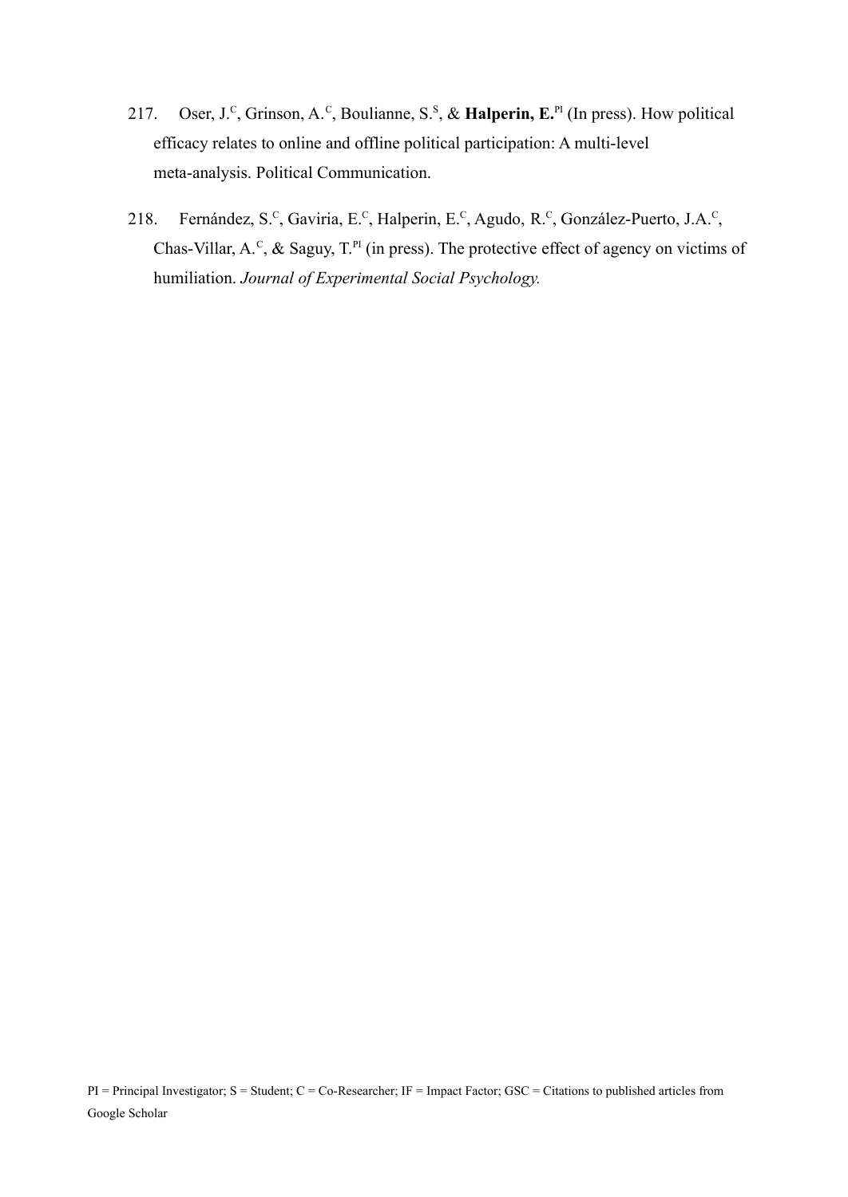217. Oser, J.[C], Grinson, A.[C], Boulianne, S.[S], & **Halperin, E.**[PI] (In press). How political efficacy relates to online and offline political participation: A multi-level meta-analysis. Political Communication.

218. Fernández, S.[C], Gaviria, E.[C], Halperin, E.[C], Agudo, R.[C], González-Puerto, J.A.[C], Chas-Villar, A.[C], & Saguy, T.[PI] (in press). The protective effect of agency on victims of humiliation. *Journal of Experimental Social Psychology.*

PI = Principal Investigator; S = Student; C = Co-Researcher; IF = Impact Factor; GSC = Citations to published articles from Google Scholar